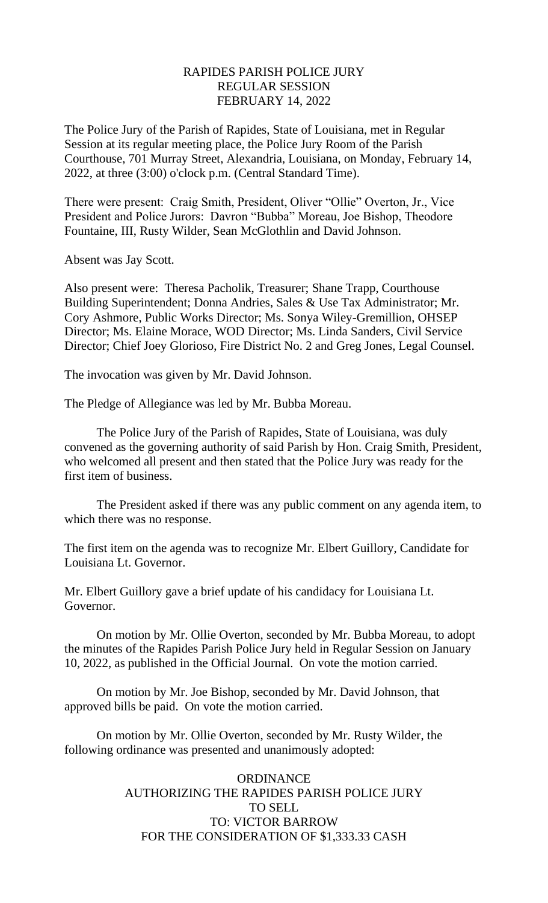RAPIDES PARISH POLICE JURY
REGULAR SESSION
FEBRUARY 14, 2022

The Police Jury of the Parish of Rapides, State of Louisiana, met in Regular Session at its regular meeting place, the Police Jury Room of the Parish Courthouse, 701 Murray Street, Alexandria, Louisiana, on Monday, February 14, 2022, at three (3:00) o'clock p.m. (Central Standard Time).

There were present: Craig Smith, President, Oliver "Ollie" Overton, Jr., Vice President and Police Jurors: Davron "Bubba" Moreau, Joe Bishop, Theodore Fountaine, III, Rusty Wilder, Sean McGlothlin and David Johnson.

Absent was Jay Scott.

Also present were: Theresa Pacholik, Treasurer; Shane Trapp, Courthouse Building Superintendent; Donna Andries, Sales & Use Tax Administrator; Mr. Cory Ashmore, Public Works Director; Ms. Sonya Wiley-Gremillion, OHSEP Director; Ms. Elaine Morace, WOD Director; Ms. Linda Sanders, Civil Service Director; Chief Joey Glorioso, Fire District No. 2 and Greg Jones, Legal Counsel.

The invocation was given by Mr. David Johnson.

The Pledge of Allegiance was led by Mr. Bubba Moreau.

The Police Jury of the Parish of Rapides, State of Louisiana, was duly convened as the governing authority of said Parish by Hon. Craig Smith, President, who welcomed all present and then stated that the Police Jury was ready for the first item of business.

The President asked if there was any public comment on any agenda item, to which there was no response.

The first item on the agenda was to recognize Mr. Elbert Guillory, Candidate for Louisiana Lt. Governor.

Mr. Elbert Guillory gave a brief update of his candidacy for Louisiana Lt. Governor.

On motion by Mr. Ollie Overton, seconded by Mr. Bubba Moreau, to adopt the minutes of the Rapides Parish Police Jury held in Regular Session on January 10, 2022, as published in the Official Journal. On vote the motion carried.

On motion by Mr. Joe Bishop, seconded by Mr. David Johnson, that approved bills be paid. On vote the motion carried.

On motion by Mr. Ollie Overton, seconded by Mr. Rusty Wilder, the following ordinance was presented and unanimously adopted:

ORDINANCE
AUTHORIZING THE RAPIDES PARISH POLICE JURY
TO SELL
TO: VICTOR BARROW
FOR THE CONSIDERATION OF $1,333.33 CASH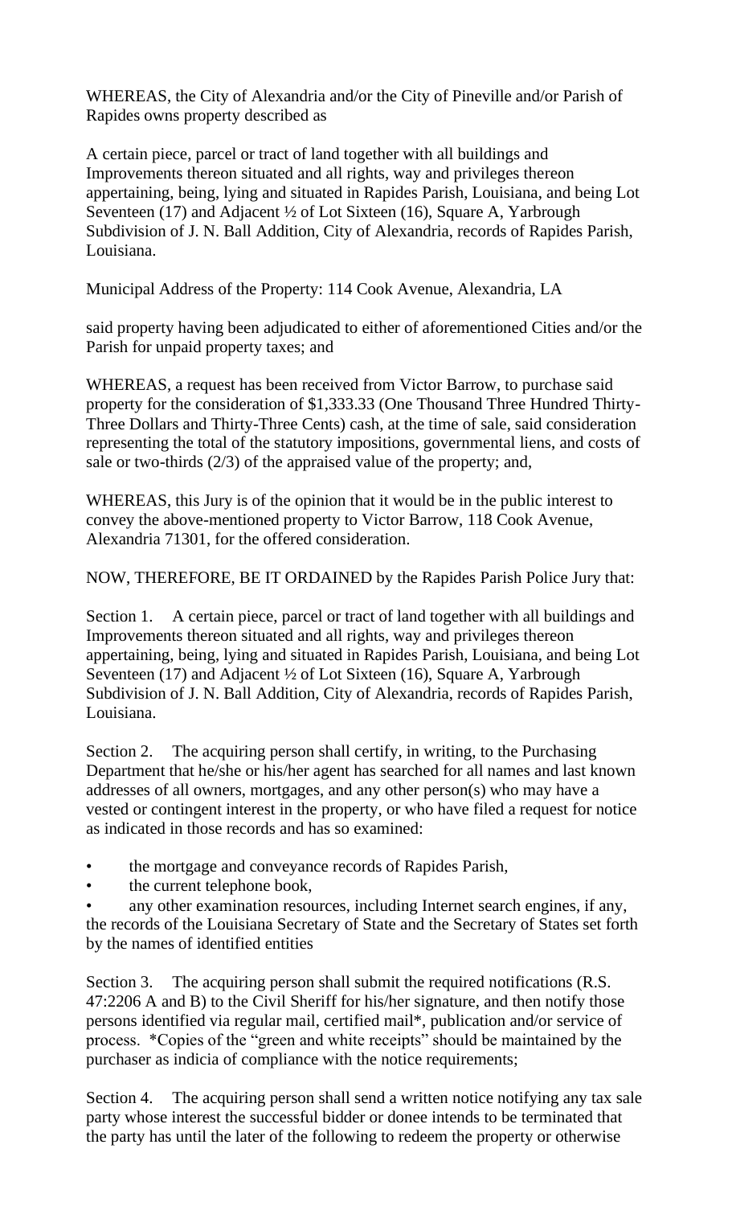WHEREAS, the City of Alexandria and/or the City of Pineville and/or Parish of Rapides owns property described as

A certain piece, parcel or tract of land together with all buildings and Improvements thereon situated and all rights, way and privileges thereon appertaining, being, lying and situated in Rapides Parish, Louisiana, and being Lot Seventeen (17) and Adjacent ½ of Lot Sixteen (16), Square A, Yarbrough Subdivision of J. N. Ball Addition, City of Alexandria, records of Rapides Parish, Louisiana.

Municipal Address of the Property: 114 Cook Avenue, Alexandria, LA

said property having been adjudicated to either of aforementioned Cities and/or the Parish for unpaid property taxes; and

WHEREAS, a request has been received from Victor Barrow, to purchase said property for the consideration of $1,333.33 (One Thousand Three Hundred Thirty-Three Dollars and Thirty-Three Cents) cash, at the time of sale, said consideration representing the total of the statutory impositions, governmental liens, and costs of sale or two-thirds (2/3) of the appraised value of the property; and,

WHEREAS, this Jury is of the opinion that it would be in the public interest to convey the above-mentioned property to Victor Barrow, 118 Cook Avenue, Alexandria 71301, for the offered consideration.

NOW, THEREFORE, BE IT ORDAINED by the Rapides Parish Police Jury that:

Section 1. A certain piece, parcel or tract of land together with all buildings and Improvements thereon situated and all rights, way and privileges thereon appertaining, being, lying and situated in Rapides Parish, Louisiana, and being Lot Seventeen (17) and Adjacent ½ of Lot Sixteen (16), Square A, Yarbrough Subdivision of J. N. Ball Addition, City of Alexandria, records of Rapides Parish, Louisiana.

Section 2. The acquiring person shall certify, in writing, to the Purchasing Department that he/she or his/her agent has searched for all names and last known addresses of all owners, mortgages, and any other person(s) who may have a vested or contingent interest in the property, or who have filed a request for notice as indicated in those records and has so examined:

- the mortgage and conveyance records of Rapides Parish,
- the current telephone book,
- any other examination resources, including Internet search engines, if any, the records of the Louisiana Secretary of State and the Secretary of States set forth by the names of identified entities

Section 3. The acquiring person shall submit the required notifications (R.S. 47:2206 A and B) to the Civil Sheriff for his/her signature, and then notify those persons identified via regular mail, certified mail*, publication and/or service of process. *Copies of the "green and white receipts" should be maintained by the purchaser as indicia of compliance with the notice requirements;

Section 4. The acquiring person shall send a written notice notifying any tax sale party whose interest the successful bidder or donee intends to be terminated that the party has until the later of the following to redeem the property or otherwise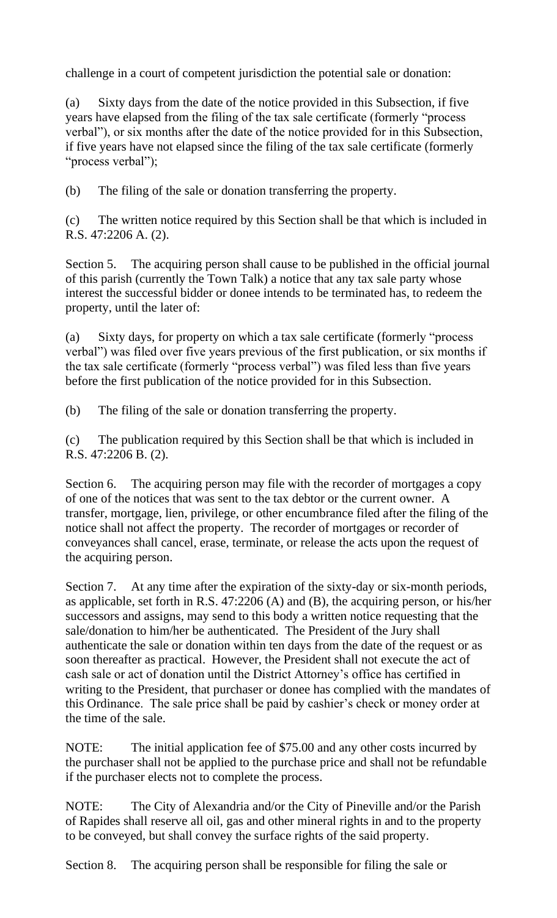challenge in a court of competent jurisdiction the potential sale or donation:

(a) Sixty days from the date of the notice provided in this Subsection, if five years have elapsed from the filing of the tax sale certificate (formerly "process verbal"), or six months after the date of the notice provided for in this Subsection, if five years have not elapsed since the filing of the tax sale certificate (formerly "process verbal");

(b) The filing of the sale or donation transferring the property.

(c) The written notice required by this Section shall be that which is included in R.S. 47:2206 A. (2).

Section 5. The acquiring person shall cause to be published in the official journal of this parish (currently the Town Talk) a notice that any tax sale party whose interest the successful bidder or donee intends to be terminated has, to redeem the property, until the later of:

(a) Sixty days, for property on which a tax sale certificate (formerly "process verbal") was filed over five years previous of the first publication, or six months if the tax sale certificate (formerly "process verbal") was filed less than five years before the first publication of the notice provided for in this Subsection.

(b) The filing of the sale or donation transferring the property.

(c) The publication required by this Section shall be that which is included in R.S. 47:2206 B. (2).

Section 6. The acquiring person may file with the recorder of mortgages a copy of one of the notices that was sent to the tax debtor or the current owner. A transfer, mortgage, lien, privilege, or other encumbrance filed after the filing of the notice shall not affect the property. The recorder of mortgages or recorder of conveyances shall cancel, erase, terminate, or release the acts upon the request of the acquiring person.

Section 7. At any time after the expiration of the sixty-day or six-month periods, as applicable, set forth in R.S. 47:2206 (A) and (B), the acquiring person, or his/her successors and assigns, may send to this body a written notice requesting that the sale/donation to him/her be authenticated. The President of the Jury shall authenticate the sale or donation within ten days from the date of the request or as soon thereafter as practical. However, the President shall not execute the act of cash sale or act of donation until the District Attorney's office has certified in writing to the President, that purchaser or donee has complied with the mandates of this Ordinance. The sale price shall be paid by cashier's check or money order at the time of the sale.

NOTE: The initial application fee of $75.00 and any other costs incurred by the purchaser shall not be applied to the purchase price and shall not be refundable if the purchaser elects not to complete the process.

NOTE: The City of Alexandria and/or the City of Pineville and/or the Parish of Rapides shall reserve all oil, gas and other mineral rights in and to the property to be conveyed, but shall convey the surface rights of the said property.

Section 8. The acquiring person shall be responsible for filing the sale or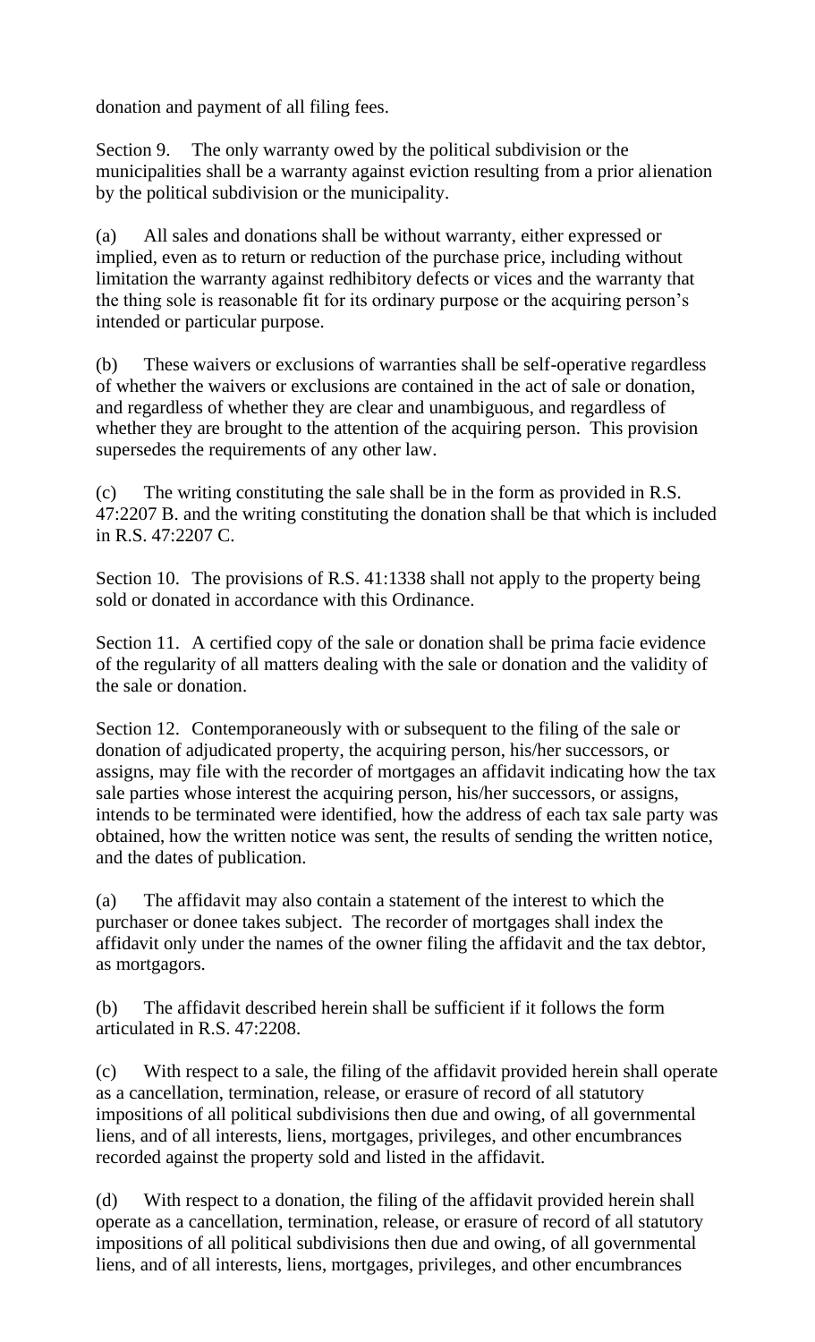donation and payment of all filing fees.

Section 9. The only warranty owed by the political subdivision or the municipalities shall be a warranty against eviction resulting from a prior alienation by the political subdivision or the municipality.

(a) All sales and donations shall be without warranty, either expressed or implied, even as to return or reduction of the purchase price, including without limitation the warranty against redhibitory defects or vices and the warranty that the thing sole is reasonable fit for its ordinary purpose or the acquiring person's intended or particular purpose.

(b) These waivers or exclusions of warranties shall be self-operative regardless of whether the waivers or exclusions are contained in the act of sale or donation, and regardless of whether they are clear and unambiguous, and regardless of whether they are brought to the attention of the acquiring person. This provision supersedes the requirements of any other law.

(c) The writing constituting the sale shall be in the form as provided in R.S. 47:2207 B. and the writing constituting the donation shall be that which is included in R.S. 47:2207 C.

Section 10. The provisions of R.S. 41:1338 shall not apply to the property being sold or donated in accordance with this Ordinance.

Section 11. A certified copy of the sale or donation shall be prima facie evidence of the regularity of all matters dealing with the sale or donation and the validity of the sale or donation.

Section 12. Contemporaneously with or subsequent to the filing of the sale or donation of adjudicated property, the acquiring person, his/her successors, or assigns, may file with the recorder of mortgages an affidavit indicating how the tax sale parties whose interest the acquiring person, his/her successors, or assigns, intends to be terminated were identified, how the address of each tax sale party was obtained, how the written notice was sent, the results of sending the written notice, and the dates of publication.

(a) The affidavit may also contain a statement of the interest to which the purchaser or donee takes subject. The recorder of mortgages shall index the affidavit only under the names of the owner filing the affidavit and the tax debtor, as mortgagors.

(b) The affidavit described herein shall be sufficient if it follows the form articulated in R.S. 47:2208.

(c) With respect to a sale, the filing of the affidavit provided herein shall operate as a cancellation, termination, release, or erasure of record of all statutory impositions of all political subdivisions then due and owing, of all governmental liens, and of all interests, liens, mortgages, privileges, and other encumbrances recorded against the property sold and listed in the affidavit.

(d) With respect to a donation, the filing of the affidavit provided herein shall operate as a cancellation, termination, release, or erasure of record of all statutory impositions of all political subdivisions then due and owing, of all governmental liens, and of all interests, liens, mortgages, privileges, and other encumbrances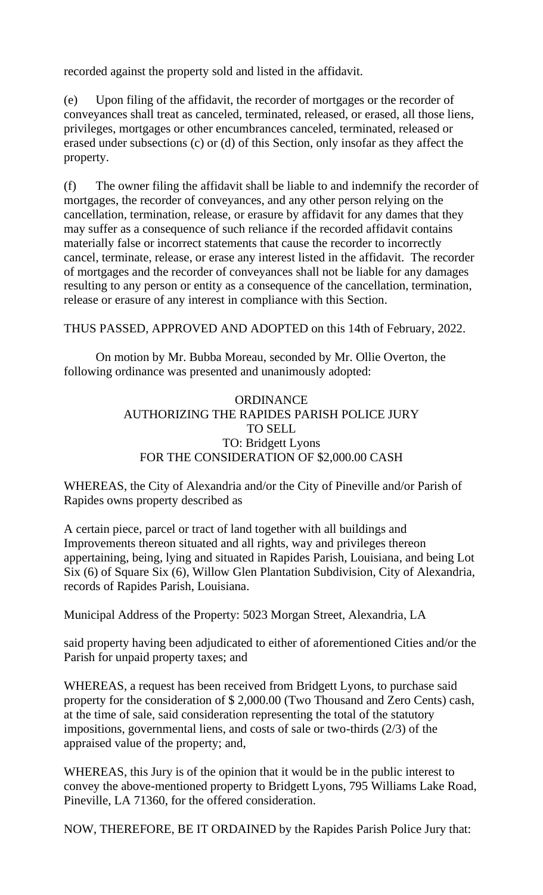recorded against the property sold and listed in the affidavit.

(e) Upon filing of the affidavit, the recorder of mortgages or the recorder of conveyances shall treat as canceled, terminated, released, or erased, all those liens, privileges, mortgages or other encumbrances canceled, terminated, released or erased under subsections (c) or (d) of this Section, only insofar as they affect the property.

(f) The owner filing the affidavit shall be liable to and indemnify the recorder of mortgages, the recorder of conveyances, and any other person relying on the cancellation, termination, release, or erasure by affidavit for any dames that they may suffer as a consequence of such reliance if the recorded affidavit contains materially false or incorrect statements that cause the recorder to incorrectly cancel, terminate, release, or erase any interest listed in the affidavit. The recorder of mortgages and the recorder of conveyances shall not be liable for any damages resulting to any person or entity as a consequence of the cancellation, termination, release or erasure of any interest in compliance with this Section.

THUS PASSED, APPROVED AND ADOPTED on this 14th of February, 2022.

On motion by Mr. Bubba Moreau, seconded by Mr. Ollie Overton, the following ordinance was presented and unanimously adopted:

ORDINANCE
AUTHORIZING THE RAPIDES PARISH POLICE JURY
TO SELL
TO: Bridgett Lyons
FOR THE CONSIDERATION OF $2,000.00 CASH

WHEREAS, the City of Alexandria and/or the City of Pineville and/or Parish of Rapides owns property described as

A certain piece, parcel or tract of land together with all buildings and Improvements thereon situated and all rights, way and privileges thereon appertaining, being, lying and situated in Rapides Parish, Louisiana, and being Lot Six (6) of Square Six (6), Willow Glen Plantation Subdivision, City of Alexandria, records of Rapides Parish, Louisiana.

Municipal Address of the Property: 5023 Morgan Street, Alexandria, LA

said property having been adjudicated to either of aforementioned Cities and/or the Parish for unpaid property taxes; and

WHEREAS, a request has been received from Bridgett Lyons, to purchase said property for the consideration of $ 2,000.00 (Two Thousand and Zero Cents) cash, at the time of sale, said consideration representing the total of the statutory impositions, governmental liens, and costs of sale or two-thirds (2/3) of the appraised value of the property; and,

WHEREAS, this Jury is of the opinion that it would be in the public interest to convey the above-mentioned property to Bridgett Lyons, 795 Williams Lake Road, Pineville, LA 71360, for the offered consideration.

NOW, THEREFORE, BE IT ORDAINED by the Rapides Parish Police Jury that: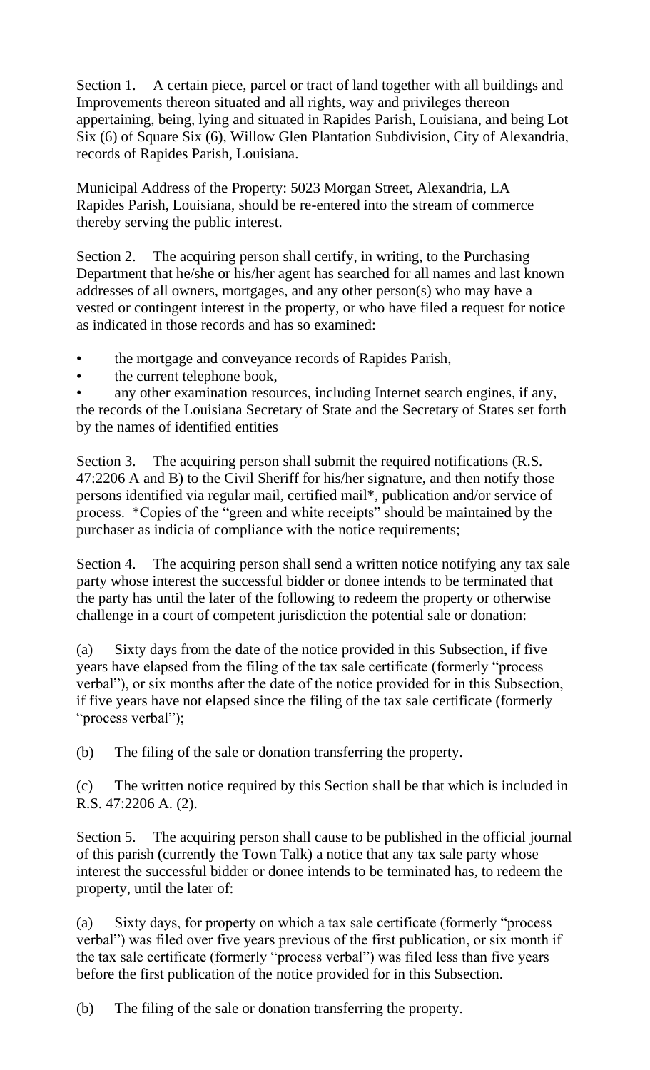Section 1. A certain piece, parcel or tract of land together with all buildings and Improvements thereon situated and all rights, way and privileges thereon appertaining, being, lying and situated in Rapides Parish, Louisiana, and being Lot Six (6) of Square Six (6), Willow Glen Plantation Subdivision, City of Alexandria, records of Rapides Parish, Louisiana.

Municipal Address of the Property: 5023 Morgan Street, Alexandria, LA Rapides Parish, Louisiana, should be re-entered into the stream of commerce thereby serving the public interest.

Section 2. The acquiring person shall certify, in writing, to the Purchasing Department that he/she or his/her agent has searched for all names and last known addresses of all owners, mortgages, and any other person(s) who may have a vested or contingent interest in the property, or who have filed a request for notice as indicated in those records and has so examined:

- the mortgage and conveyance records of Rapides Parish,
- the current telephone book,
- any other examination resources, including Internet search engines, if any, the records of the Louisiana Secretary of State and the Secretary of States set forth by the names of identified entities

Section 3. The acquiring person shall submit the required notifications (R.S. 47:2206 A and B) to the Civil Sheriff for his/her signature, and then notify those persons identified via regular mail, certified mail*, publication and/or service of process. *Copies of the "green and white receipts" should be maintained by the purchaser as indicia of compliance with the notice requirements;

Section 4. The acquiring person shall send a written notice notifying any tax sale party whose interest the successful bidder or donee intends to be terminated that the party has until the later of the following to redeem the property or otherwise challenge in a court of competent jurisdiction the potential sale or donation:

(a) Sixty days from the date of the notice provided in this Subsection, if five years have elapsed from the filing of the tax sale certificate (formerly "process verbal"), or six months after the date of the notice provided for in this Subsection, if five years have not elapsed since the filing of the tax sale certificate (formerly "process verbal");

(b) The filing of the sale or donation transferring the property.

(c) The written notice required by this Section shall be that which is included in R.S. 47:2206 A. (2).

Section 5. The acquiring person shall cause to be published in the official journal of this parish (currently the Town Talk) a notice that any tax sale party whose interest the successful bidder or donee intends to be terminated has, to redeem the property, until the later of:

(a) Sixty days, for property on which a tax sale certificate (formerly "process verbal") was filed over five years previous of the first publication, or six month if the tax sale certificate (formerly "process verbal") was filed less than five years before the first publication of the notice provided for in this Subsection.

(b) The filing of the sale or donation transferring the property.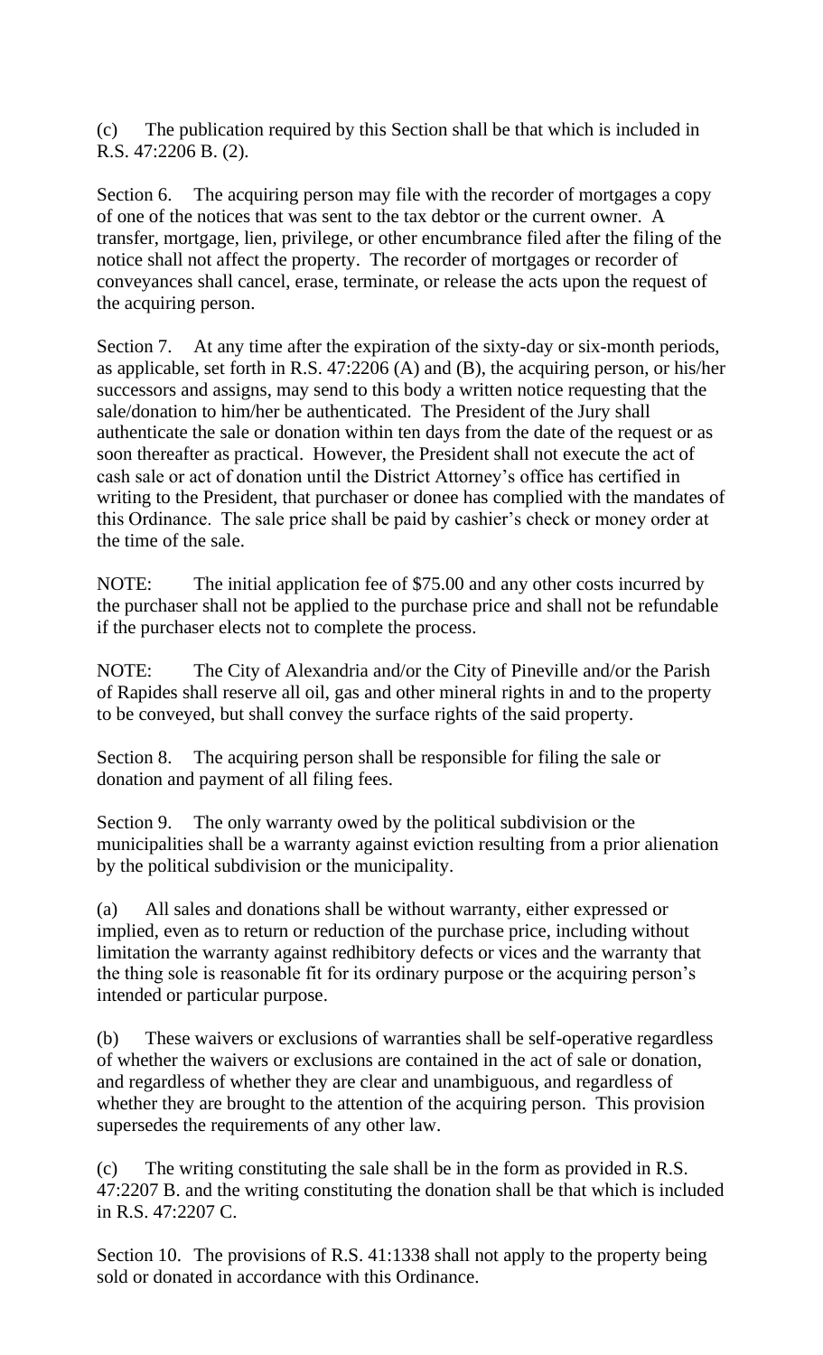(c) The publication required by this Section shall be that which is included in R.S. 47:2206 B. (2).

Section 6. The acquiring person may file with the recorder of mortgages a copy of one of the notices that was sent to the tax debtor or the current owner. A transfer, mortgage, lien, privilege, or other encumbrance filed after the filing of the notice shall not affect the property. The recorder of mortgages or recorder of conveyances shall cancel, erase, terminate, or release the acts upon the request of the acquiring person.

Section 7. At any time after the expiration of the sixty-day or six-month periods, as applicable, set forth in R.S. 47:2206 (A) and (B), the acquiring person, or his/her successors and assigns, may send to this body a written notice requesting that the sale/donation to him/her be authenticated. The President of the Jury shall authenticate the sale or donation within ten days from the date of the request or as soon thereafter as practical. However, the President shall not execute the act of cash sale or act of donation until the District Attorney's office has certified in writing to the President, that purchaser or donee has complied with the mandates of this Ordinance. The sale price shall be paid by cashier's check or money order at the time of the sale.

NOTE: The initial application fee of $75.00 and any other costs incurred by the purchaser shall not be applied to the purchase price and shall not be refundable if the purchaser elects not to complete the process.

NOTE: The City of Alexandria and/or the City of Pineville and/or the Parish of Rapides shall reserve all oil, gas and other mineral rights in and to the property to be conveyed, but shall convey the surface rights of the said property.

Section 8. The acquiring person shall be responsible for filing the sale or donation and payment of all filing fees.

Section 9. The only warranty owed by the political subdivision or the municipalities shall be a warranty against eviction resulting from a prior alienation by the political subdivision or the municipality.

(a) All sales and donations shall be without warranty, either expressed or implied, even as to return or reduction of the purchase price, including without limitation the warranty against redhibitory defects or vices and the warranty that the thing sole is reasonable fit for its ordinary purpose or the acquiring person's intended or particular purpose.

(b) These waivers or exclusions of warranties shall be self-operative regardless of whether the waivers or exclusions are contained in the act of sale or donation, and regardless of whether they are clear and unambiguous, and regardless of whether they are brought to the attention of the acquiring person. This provision supersedes the requirements of any other law.

(c) The writing constituting the sale shall be in the form as provided in R.S. 47:2207 B. and the writing constituting the donation shall be that which is included in R.S. 47:2207 C.

Section 10. The provisions of R.S. 41:1338 shall not apply to the property being sold or donated in accordance with this Ordinance.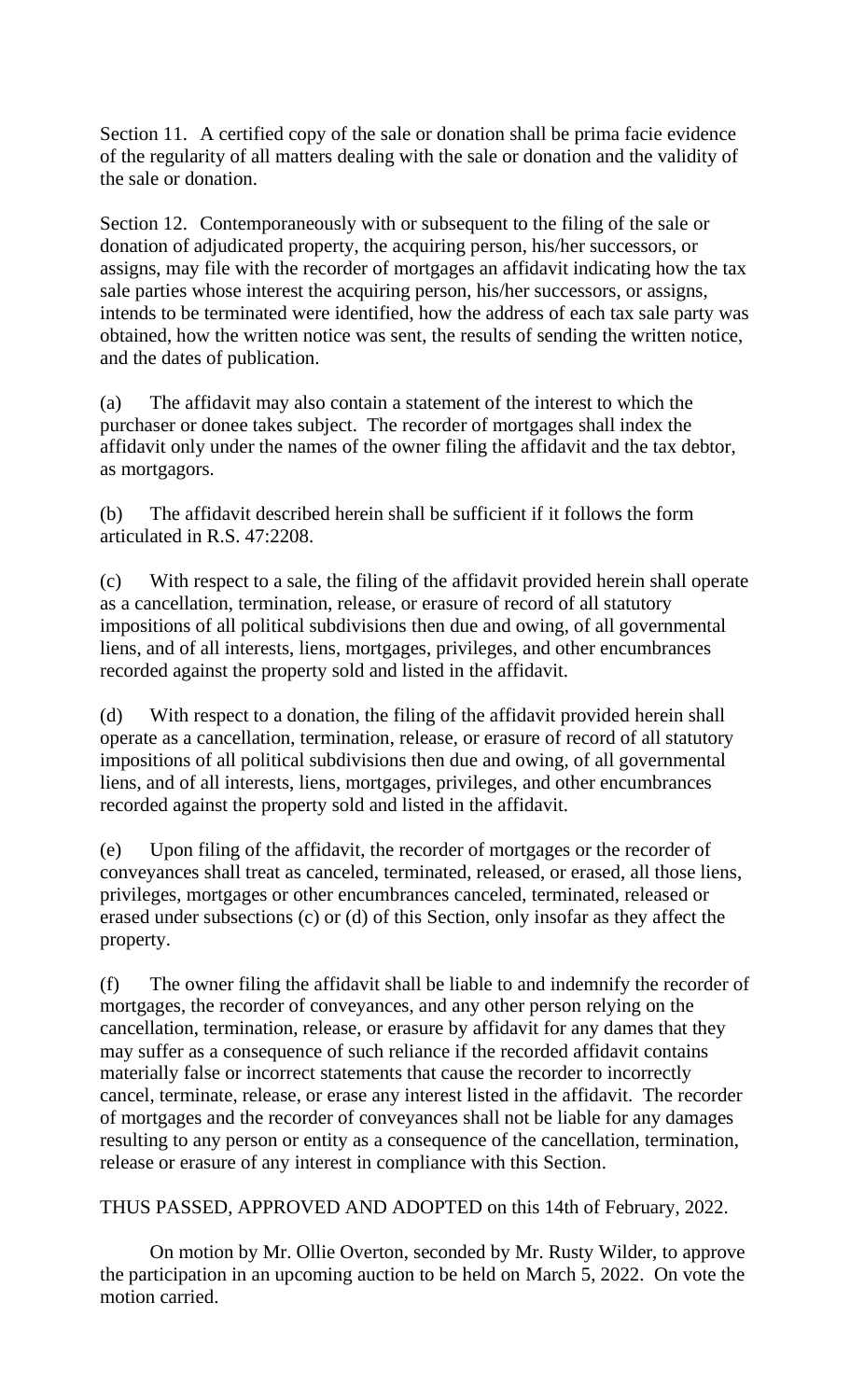Section 11. A certified copy of the sale or donation shall be prima facie evidence of the regularity of all matters dealing with the sale or donation and the validity of the sale or donation.

Section 12. Contemporaneously with or subsequent to the filing of the sale or donation of adjudicated property, the acquiring person, his/her successors, or assigns, may file with the recorder of mortgages an affidavit indicating how the tax sale parties whose interest the acquiring person, his/her successors, or assigns, intends to be terminated were identified, how the address of each tax sale party was obtained, how the written notice was sent, the results of sending the written notice, and the dates of publication.

(a) The affidavit may also contain a statement of the interest to which the purchaser or donee takes subject. The recorder of mortgages shall index the affidavit only under the names of the owner filing the affidavit and the tax debtor, as mortgagors.

(b) The affidavit described herein shall be sufficient if it follows the form articulated in R.S. 47:2208.

(c) With respect to a sale, the filing of the affidavit provided herein shall operate as a cancellation, termination, release, or erasure of record of all statutory impositions of all political subdivisions then due and owing, of all governmental liens, and of all interests, liens, mortgages, privileges, and other encumbrances recorded against the property sold and listed in the affidavit.

(d) With respect to a donation, the filing of the affidavit provided herein shall operate as a cancellation, termination, release, or erasure of record of all statutory impositions of all political subdivisions then due and owing, of all governmental liens, and of all interests, liens, mortgages, privileges, and other encumbrances recorded against the property sold and listed in the affidavit.

(e) Upon filing of the affidavit, the recorder of mortgages or the recorder of conveyances shall treat as canceled, terminated, released, or erased, all those liens, privileges, mortgages or other encumbrances canceled, terminated, released or erased under subsections (c) or (d) of this Section, only insofar as they affect the property.

(f) The owner filing the affidavit shall be liable to and indemnify the recorder of mortgages, the recorder of conveyances, and any other person relying on the cancellation, termination, release, or erasure by affidavit for any dames that they may suffer as a consequence of such reliance if the recorded affidavit contains materially false or incorrect statements that cause the recorder to incorrectly cancel, terminate, release, or erase any interest listed in the affidavit. The recorder of mortgages and the recorder of conveyances shall not be liable for any damages resulting to any person or entity as a consequence of the cancellation, termination, release or erasure of any interest in compliance with this Section.

THUS PASSED, APPROVED AND ADOPTED on this 14th of February, 2022.

On motion by Mr. Ollie Overton, seconded by Mr. Rusty Wilder, to approve the participation in an upcoming auction to be held on March 5, 2022. On vote the motion carried.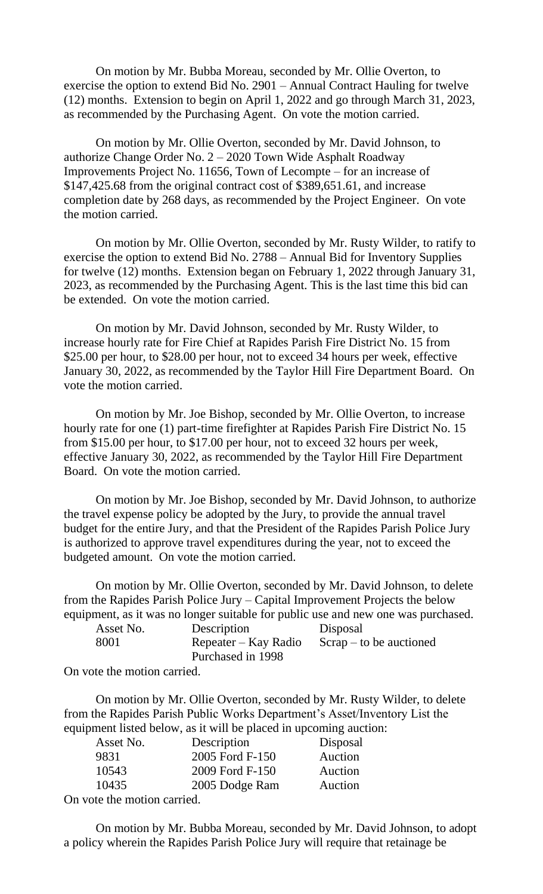On motion by Mr. Bubba Moreau, seconded by Mr. Ollie Overton, to exercise the option to extend Bid No. 2901 – Annual Contract Hauling for twelve (12) months. Extension to begin on April 1, 2022 and go through March 31, 2023, as recommended by the Purchasing Agent. On vote the motion carried.

On motion by Mr. Ollie Overton, seconded by Mr. David Johnson, to authorize Change Order No. 2 – 2020 Town Wide Asphalt Roadway Improvements Project No. 11656, Town of Lecompte – for an increase of $147,425.68 from the original contract cost of $389,651.61, and increase completion date by 268 days, as recommended by the Project Engineer. On vote the motion carried.

On motion by Mr. Ollie Overton, seconded by Mr. Rusty Wilder, to ratify to exercise the option to extend Bid No. 2788 – Annual Bid for Inventory Supplies for twelve (12) months. Extension began on February 1, 2022 through January 31, 2023, as recommended by the Purchasing Agent. This is the last time this bid can be extended. On vote the motion carried.

On motion by Mr. David Johnson, seconded by Mr. Rusty Wilder, to increase hourly rate for Fire Chief at Rapides Parish Fire District No. 15 from $25.00 per hour, to $28.00 per hour, not to exceed 34 hours per week, effective January 30, 2022, as recommended by the Taylor Hill Fire Department Board. On vote the motion carried.

On motion by Mr. Joe Bishop, seconded by Mr. Ollie Overton, to increase hourly rate for one (1) part-time firefighter at Rapides Parish Fire District No. 15 from $15.00 per hour, to $17.00 per hour, not to exceed 32 hours per week, effective January 30, 2022, as recommended by the Taylor Hill Fire Department Board. On vote the motion carried.

On motion by Mr. Joe Bishop, seconded by Mr. David Johnson, to authorize the travel expense policy be adopted by the Jury, to provide the annual travel budget for the entire Jury, and that the President of the Rapides Parish Police Jury is authorized to approve travel expenditures during the year, not to exceed the budgeted amount. On vote the motion carried.

On motion by Mr. Ollie Overton, seconded by Mr. David Johnson, to delete from the Rapides Parish Police Jury – Capital Improvement Projects the below equipment, as it was no longer suitable for public use and new one was purchased.

| Asset No. | Description | Disposal |
|---|---|---|
| 8001 | Repeater – Kay Radio Purchased in 1998 | Scrap – to be auctioned |

On vote the motion carried.

On motion by Mr. Ollie Overton, seconded by Mr. Rusty Wilder, to delete from the Rapides Parish Public Works Department's Asset/Inventory List the equipment listed below, as it will be placed in upcoming auction:

| Asset No. | Description | Disposal |
|---|---|---|
| 9831 | 2005 Ford F-150 | Auction |
| 10543 | 2009 Ford F-150 | Auction |
| 10435 | 2005 Dodge Ram | Auction |

On vote the motion carried.

On motion by Mr. Bubba Moreau, seconded by Mr. David Johnson, to adopt a policy wherein the Rapides Parish Police Jury will require that retainage be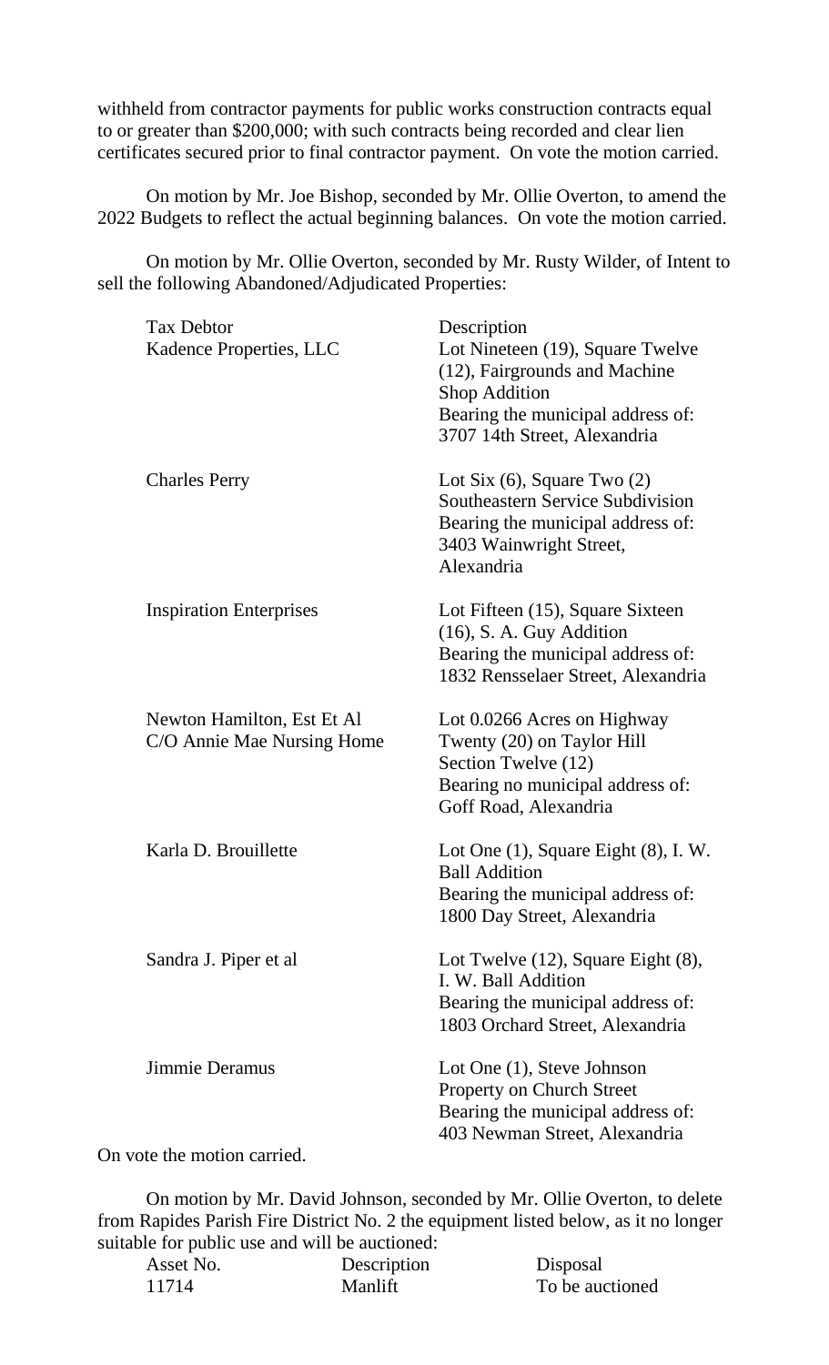withheld from contractor payments for public works construction contracts equal to or greater than $200,000; with such contracts being recorded and clear lien certificates secured prior to final contractor payment. On vote the motion carried.

On motion by Mr. Joe Bishop, seconded by Mr. Ollie Overton, to amend the 2022 Budgets to reflect the actual beginning balances. On vote the motion carried.

On motion by Mr. Ollie Overton, seconded by Mr. Rusty Wilder, of Intent to sell the following Abandoned/Adjudicated Properties:

| Tax Debtor | Description |
|---|---|
| Kadence Properties, LLC | Lot Nineteen (19), Square Twelve (12), Fairgrounds and Machine Shop Addition<br>Bearing the municipal address of: 3707 14th Street, Alexandria |
| Charles Perry | Lot Six (6), Square Two (2) Southeastern Service Subdivision<br>Bearing the municipal address of: 3403 Wainwright Street, Alexandria |
| Inspiration Enterprises | Lot Fifteen (15), Square Sixteen (16), S. A. Guy Addition<br>Bearing the municipal address of: 1832 Rensselaer Street, Alexandria |
| Newton Hamilton, Est Et Al<br>C/O Annie Mae Nursing Home | Lot 0.0266 Acres on Highway Twenty (20) on Taylor Hill Section Twelve (12)<br>Bearing no municipal address of: Goff Road, Alexandria |
| Karla D. Brouillette | Lot One (1), Square Eight (8), I. W. Ball Addition<br>Bearing the municipal address of: 1800 Day Street, Alexandria |
| Sandra J. Piper et al | Lot Twelve (12), Square Eight (8), I. W. Ball Addition<br>Bearing the municipal address of: 1803 Orchard Street, Alexandria |
| Jimmie Deramus | Lot One (1), Steve Johnson Property on Church Street<br>Bearing the municipal address of: 403 Newman Street, Alexandria |

On vote the motion carried.

On motion by Mr. David Johnson, seconded by Mr. Ollie Overton, to delete from Rapides Parish Fire District No. 2 the equipment listed below, as it no longer suitable for public use and will be auctioned:

| Asset No. | Description | Disposal |
|---|---|---|
| 11714 | Manlift | To be auctioned |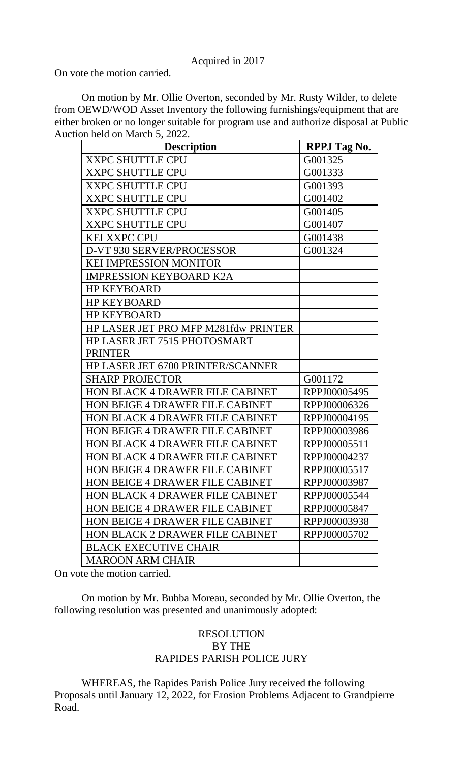Acquired in 2017

On vote the motion carried.

On motion by Mr. Ollie Overton, seconded by Mr. Rusty Wilder, to delete from OEWD/WOD Asset Inventory the following furnishings/equipment that are either broken or no longer suitable for program use and authorize disposal at Public Auction held on March 5, 2022.

| Description | RPPJ Tag No. |
| --- | --- |
| XXPC SHUTTLE CPU | G001325 |
| XXPC SHUTTLE CPU | G001333 |
| XXPC SHUTTLE CPU | G001393 |
| XXPC SHUTTLE CPU | G001402 |
| XXPC SHUTTLE CPU | G001405 |
| XXPC SHUTTLE CPU | G001407 |
| KEI XXPC CPU | G001438 |
| D-VT 930 SERVER/PROCESSOR | G001324 |
| KEI IMPRESSION MONITOR | |
| IMPRESSION KEYBOARD K2A | |
| HP KEYBOARD | |
| HP KEYBOARD | |
| HP KEYBOARD | |
| HP LASER JET PRO MFP M281fdw PRINTER | |
| HP LASER JET 7515 PHOTOSMART PRINTER | |
| HP LASER JET 6700 PRINTER/SCANNER | |
| SHARP PROJECTOR | G001172 |
| HON BLACK 4 DRAWER FILE CABINET | RPPJ00005495 |
| HON BEIGE 4 DRAWER FILE CABINET | RPPJ00006326 |
| HON BLACK 4 DRAWER FILE CABINET | RPPJ00004195 |
| HON BEIGE 4 DRAWER FILE CABINET | RPPJ00003986 |
| HON BLACK 4 DRAWER FILE CABINET | RPPJ00005511 |
| HON BLACK 4 DRAWER FILE CABINET | RPPJ00004237 |
| HON BEIGE 4 DRAWER FILE CABINET | RPPJ00005517 |
| HON BEIGE 4 DRAWER FILE CABINET | RPPJ00003987 |
| HON BLACK 4 DRAWER FILE CABINET | RPPJ00005544 |
| HON BEIGE 4 DRAWER FILE CABINET | RPPJ00005847 |
| HON BEIGE 4 DRAWER FILE CABINET | RPPJ00003938 |
| HON BLACK 2 DRAWER FILE CABINET | RPPJ00005702 |
| BLACK EXECUTIVE CHAIR | |
| MAROON ARM CHAIR | |

On vote the motion carried.

On motion by Mr. Bubba Moreau, seconded by Mr. Ollie Overton, the following resolution was presented and unanimously adopted:

RESOLUTION
BY THE
RAPIDES PARISH POLICE JURY

WHEREAS, the Rapides Parish Police Jury received the following Proposals until January 12, 2022, for Erosion Problems Adjacent to Grandpierre Road.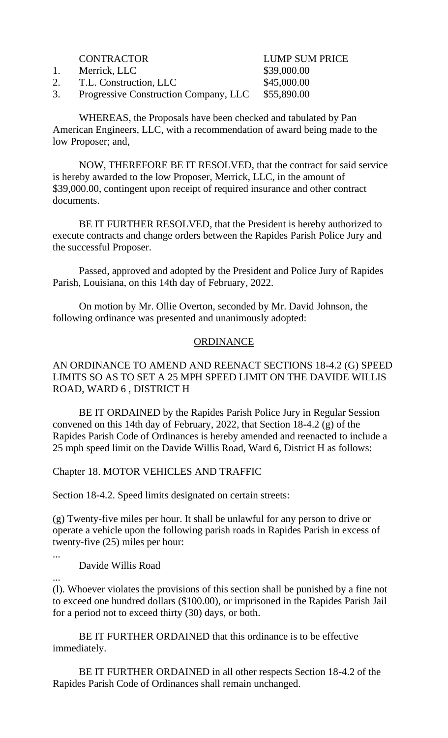| | CONTRACTOR | LUMP SUM PRICE |
|---|---|---|
| 1. | Merrick, LLC | \$39,000.00 |
| 2. | T.L. Construction, LLC | \$45,000.00 |
| 3. | Progressive Construction Company, LLC | \$55,890.00 |

WHEREAS, the Proposals have been checked and tabulated by Pan American Engineers, LLC, with a recommendation of award being made to the low Proposer; and,

NOW, THEREFORE BE IT RESOLVED, that the contract for said service is hereby awarded to the low Proposer, Merrick, LLC, in the amount of \$39,000.00, contingent upon receipt of required insurance and other contract documents.

BE IT FURTHER RESOLVED, that the President is hereby authorized to execute contracts and change orders between the Rapides Parish Police Jury and the successful Proposer.

Passed, approved and adopted by the President and Police Jury of Rapides Parish, Louisiana, on this 14th day of February, 2022.

On motion by Mr. Ollie Overton, seconded by Mr. David Johnson, the following ordinance was presented and unanimously adopted:

<u>ORDINANCE</u>

AN ORDINANCE TO AMEND AND REENACT SECTIONS 18-4.2 (G) SPEED LIMITS SO AS TO SET A 25 MPH SPEED LIMIT ON THE DAVIDE WILLIS ROAD, WARD 6 , DISTRICT H

BE IT ORDAINED by the Rapides Parish Police Jury in Regular Session convened on this 14th day of February, 2022, that Section 18-4.2 (g) of the Rapides Parish Code of Ordinances is hereby amended and reenacted to include a 25 mph speed limit on the Davide Willis Road, Ward 6, District H as follows:

Chapter 18. MOTOR VEHICLES AND TRAFFIC

Section 18-4.2. Speed limits designated on certain streets:

(g) Twenty-five miles per hour. It shall be unlawful for any person to drive or operate a vehicle upon the following parish roads in Rapides Parish in excess of twenty-five (25) miles per hour:

...

Davide Willis Road

...

(l). Whoever violates the provisions of this section shall be punished by a fine not to exceed one hundred dollars (\$100.00), or imprisoned in the Rapides Parish Jail for a period not to exceed thirty (30) days, or both.

BE IT FURTHER ORDAINED that this ordinance is to be effective immediately.

BE IT FURTHER ORDAINED in all other respects Section 18-4.2 of the Rapides Parish Code of Ordinances shall remain unchanged.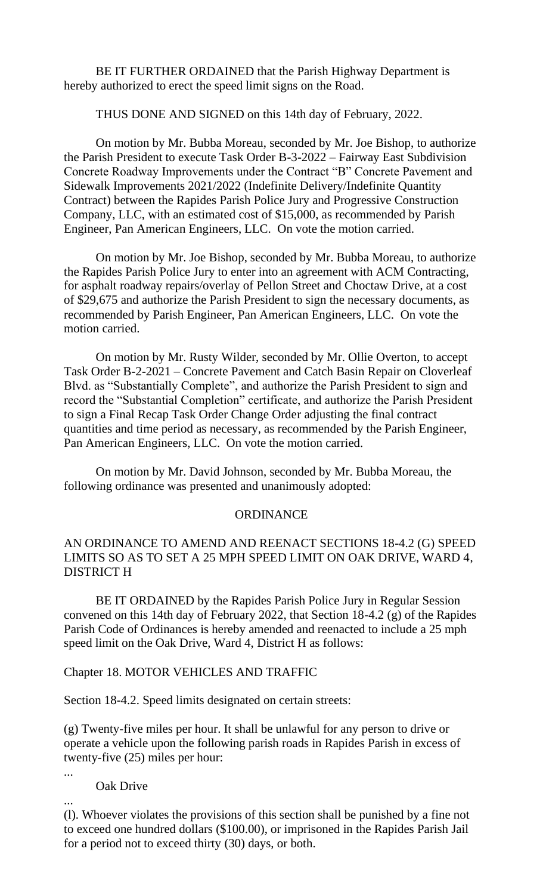BE IT FURTHER ORDAINED that the Parish Highway Department is hereby authorized to erect the speed limit signs on the Road.

THUS DONE AND SIGNED on this 14th day of February, 2022.

On motion by Mr. Bubba Moreau, seconded by Mr. Joe Bishop, to authorize the Parish President to execute Task Order B-3-2022 – Fairway East Subdivision Concrete Roadway Improvements under the Contract "B" Concrete Pavement and Sidewalk Improvements 2021/2022 (Indefinite Delivery/Indefinite Quantity Contract) between the Rapides Parish Police Jury and Progressive Construction Company, LLC, with an estimated cost of $15,000, as recommended by Parish Engineer, Pan American Engineers, LLC. On vote the motion carried.

On motion by Mr. Joe Bishop, seconded by Mr. Bubba Moreau, to authorize the Rapides Parish Police Jury to enter into an agreement with ACM Contracting, for asphalt roadway repairs/overlay of Pellon Street and Choctaw Drive, at a cost of $29,675 and authorize the Parish President to sign the necessary documents, as recommended by Parish Engineer, Pan American Engineers, LLC. On vote the motion carried.

On motion by Mr. Rusty Wilder, seconded by Mr. Ollie Overton, to accept Task Order B-2-2021 – Concrete Pavement and Catch Basin Repair on Cloverleaf Blvd. as "Substantially Complete", and authorize the Parish President to sign and record the "Substantial Completion" certificate, and authorize the Parish President to sign a Final Recap Task Order Change Order adjusting the final contract quantities and time period as necessary, as recommended by the Parish Engineer, Pan American Engineers, LLC. On vote the motion carried.

On motion by Mr. David Johnson, seconded by Mr. Bubba Moreau, the following ordinance was presented and unanimously adopted:

## ORDINANCE

AN ORDINANCE TO AMEND AND REENACT SECTIONS 18-4.2 (G) SPEED LIMITS SO AS TO SET A 25 MPH SPEED LIMIT ON OAK DRIVE, WARD 4, DISTRICT H

BE IT ORDAINED by the Rapides Parish Police Jury in Regular Session convened on this 14th day of February 2022, that Section 18-4.2 (g) of the Rapides Parish Code of Ordinances is hereby amended and reenacted to include a 25 mph speed limit on the Oak Drive, Ward 4, District H as follows:

Chapter 18. MOTOR VEHICLES AND TRAFFIC

Section 18-4.2. Speed limits designated on certain streets:

(g) Twenty-five miles per hour. It shall be unlawful for any person to drive or operate a vehicle upon the following parish roads in Rapides Parish in excess of twenty-five (25) miles per hour:

...

Oak Drive

...

(l). Whoever violates the provisions of this section shall be punished by a fine not to exceed one hundred dollars ($100.00), or imprisoned in the Rapides Parish Jail for a period not to exceed thirty (30) days, or both.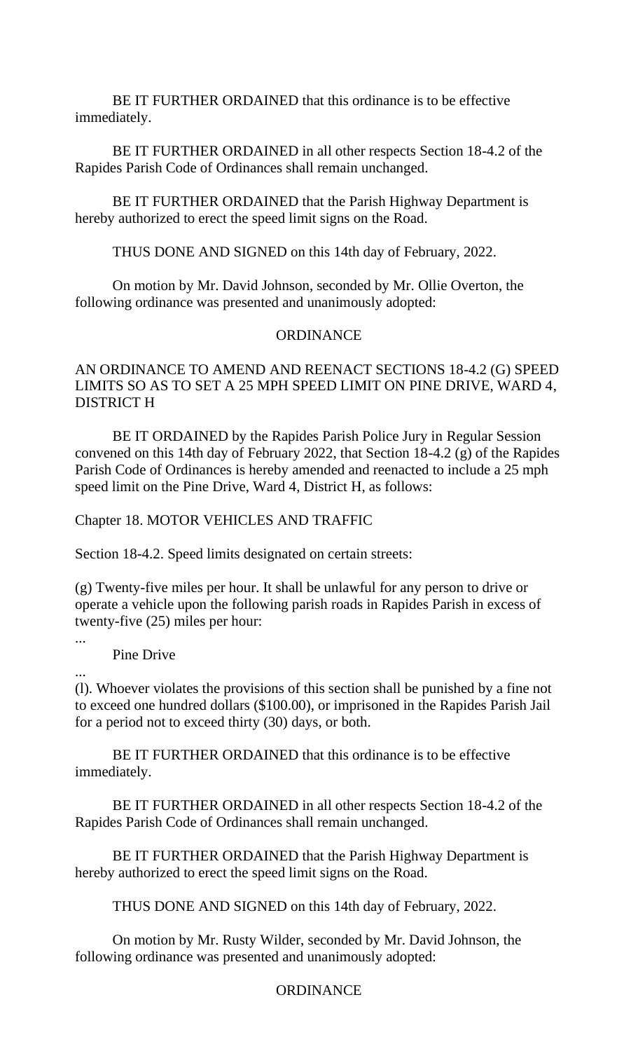BE IT FURTHER ORDAINED that this ordinance is to be effective immediately.

BE IT FURTHER ORDAINED in all other respects Section 18-4.2 of the Rapides Parish Code of Ordinances shall remain unchanged.

BE IT FURTHER ORDAINED that the Parish Highway Department is hereby authorized to erect the speed limit signs on the Road.

THUS DONE AND SIGNED on this 14th day of February, 2022.

On motion by Mr. David Johnson, seconded by Mr. Ollie Overton, the following ordinance was presented and unanimously adopted:

ORDINANCE

AN ORDINANCE TO AMEND AND REENACT SECTIONS 18-4.2 (G) SPEED LIMITS SO AS TO SET A 25 MPH SPEED LIMIT ON PINE DRIVE, WARD 4, DISTRICT H

BE IT ORDAINED by the Rapides Parish Police Jury in Regular Session convened on this 14th day of February 2022, that Section 18-4.2 (g) of the Rapides Parish Code of Ordinances is hereby amended and reenacted to include a 25 mph speed limit on the Pine Drive, Ward 4, District H, as follows:

Chapter 18. MOTOR VEHICLES AND TRAFFIC

Section 18-4.2. Speed limits designated on certain streets:

(g) Twenty-five miles per hour. It shall be unlawful for any person to drive or operate a vehicle upon the following parish roads in Rapides Parish in excess of twenty-five (25) miles per hour:

...

Pine Drive

...

(l). Whoever violates the provisions of this section shall be punished by a fine not to exceed one hundred dollars ($100.00), or imprisoned in the Rapides Parish Jail for a period not to exceed thirty (30) days, or both.

BE IT FURTHER ORDAINED that this ordinance is to be effective immediately.

BE IT FURTHER ORDAINED in all other respects Section 18-4.2 of the Rapides Parish Code of Ordinances shall remain unchanged.

BE IT FURTHER ORDAINED that the Parish Highway Department is hereby authorized to erect the speed limit signs on the Road.

THUS DONE AND SIGNED on this 14th day of February, 2022.

On motion by Mr. Rusty Wilder, seconded by Mr. David Johnson, the following ordinance was presented and unanimously adopted:

ORDINANCE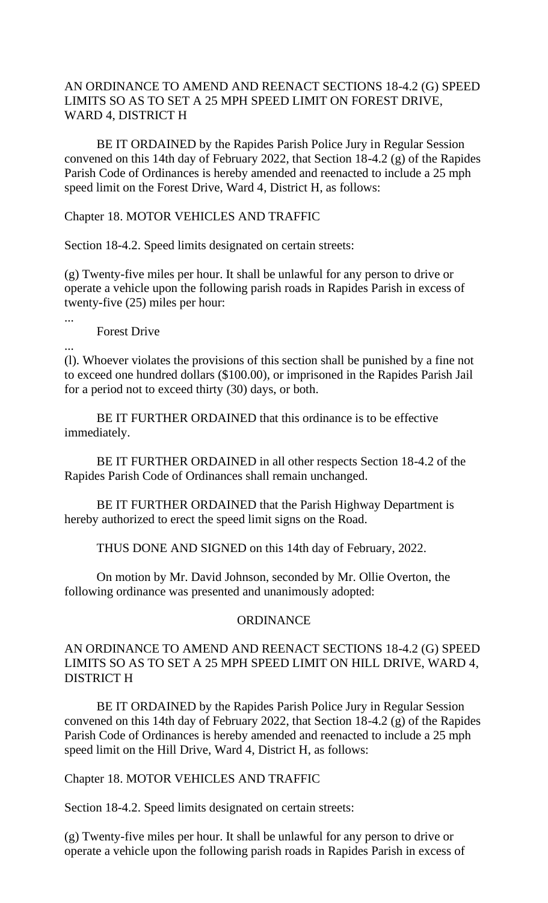AN ORDINANCE TO AMEND AND REENACT SECTIONS 18-4.2 (G) SPEED LIMITS SO AS TO SET A 25 MPH SPEED LIMIT ON FOREST DRIVE, WARD 4, DISTRICT H

BE IT ORDAINED by the Rapides Parish Police Jury in Regular Session convened on this 14th day of February 2022, that Section 18-4.2 (g) of the Rapides Parish Code of Ordinances is hereby amended and reenacted to include a 25 mph speed limit on the Forest Drive, Ward 4, District H, as follows:

Chapter 18. MOTOR VEHICLES AND TRAFFIC

Section 18-4.2. Speed limits designated on certain streets:

(g) Twenty-five miles per hour. It shall be unlawful for any person to drive or operate a vehicle upon the following parish roads in Rapides Parish in excess of twenty-five (25) miles per hour:

...

Forest Drive

...

(l). Whoever violates the provisions of this section shall be punished by a fine not to exceed one hundred dollars ($100.00), or imprisoned in the Rapides Parish Jail for a period not to exceed thirty (30) days, or both.

BE IT FURTHER ORDAINED that this ordinance is to be effective immediately.

BE IT FURTHER ORDAINED in all other respects Section 18-4.2 of the Rapides Parish Code of Ordinances shall remain unchanged.

BE IT FURTHER ORDAINED that the Parish Highway Department is hereby authorized to erect the speed limit signs on the Road.

THUS DONE AND SIGNED on this 14th day of February, 2022.

On motion by Mr. David Johnson, seconded by Mr. Ollie Overton, the following ordinance was presented and unanimously adopted:

ORDINANCE

AN ORDINANCE TO AMEND AND REENACT SECTIONS 18-4.2 (G) SPEED LIMITS SO AS TO SET A 25 MPH SPEED LIMIT ON HILL DRIVE, WARD 4, DISTRICT H

BE IT ORDAINED by the Rapides Parish Police Jury in Regular Session convened on this 14th day of February 2022, that Section 18-4.2 (g) of the Rapides Parish Code of Ordinances is hereby amended and reenacted to include a 25 mph speed limit on the Hill Drive, Ward 4, District H, as follows:

Chapter 18. MOTOR VEHICLES AND TRAFFIC

Section 18-4.2. Speed limits designated on certain streets:

(g) Twenty-five miles per hour. It shall be unlawful for any person to drive or operate a vehicle upon the following parish roads in Rapides Parish in excess of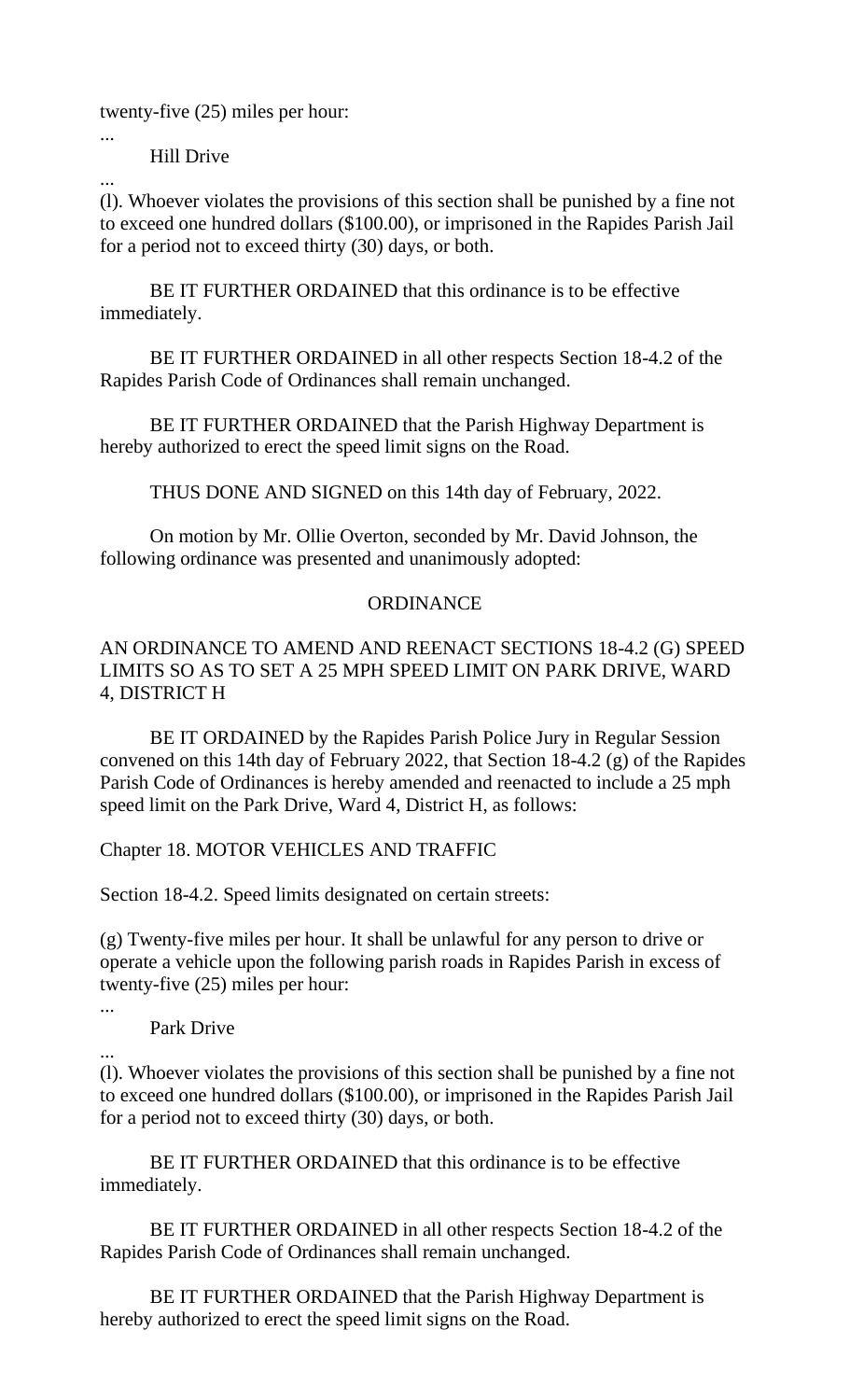twenty-five (25) miles per hour:

...

Hill Drive

...

(l). Whoever violates the provisions of this section shall be punished by a fine not to exceed one hundred dollars ($100.00), or imprisoned in the Rapides Parish Jail for a period not to exceed thirty (30) days, or both.

BE IT FURTHER ORDAINED that this ordinance is to be effective immediately.

BE IT FURTHER ORDAINED in all other respects Section 18-4.2 of the Rapides Parish Code of Ordinances shall remain unchanged.

BE IT FURTHER ORDAINED that the Parish Highway Department is hereby authorized to erect the speed limit signs on the Road.

THUS DONE AND SIGNED on this 14th day of February, 2022.

On motion by Mr. Ollie Overton, seconded by Mr. David Johnson, the following ordinance was presented and unanimously adopted:

ORDINANCE

AN ORDINANCE TO AMEND AND REENACT SECTIONS 18-4.2 (G) SPEED LIMITS SO AS TO SET A 25 MPH SPEED LIMIT ON PARK DRIVE, WARD 4, DISTRICT H

BE IT ORDAINED by the Rapides Parish Police Jury in Regular Session convened on this 14th day of February 2022, that Section 18-4.2 (g) of the Rapides Parish Code of Ordinances is hereby amended and reenacted to include a 25 mph speed limit on the Park Drive, Ward 4, District H, as follows:

Chapter 18. MOTOR VEHICLES AND TRAFFIC

Section 18-4.2. Speed limits designated on certain streets:

(g) Twenty-five miles per hour. It shall be unlawful for any person to drive or operate a vehicle upon the following parish roads in Rapides Parish in excess of twenty-five (25) miles per hour:

...

Park Drive

...

(l). Whoever violates the provisions of this section shall be punished by a fine not to exceed one hundred dollars ($100.00), or imprisoned in the Rapides Parish Jail for a period not to exceed thirty (30) days, or both.

BE IT FURTHER ORDAINED that this ordinance is to be effective immediately.

BE IT FURTHER ORDAINED in all other respects Section 18-4.2 of the Rapides Parish Code of Ordinances shall remain unchanged.

BE IT FURTHER ORDAINED that the Parish Highway Department is hereby authorized to erect the speed limit signs on the Road.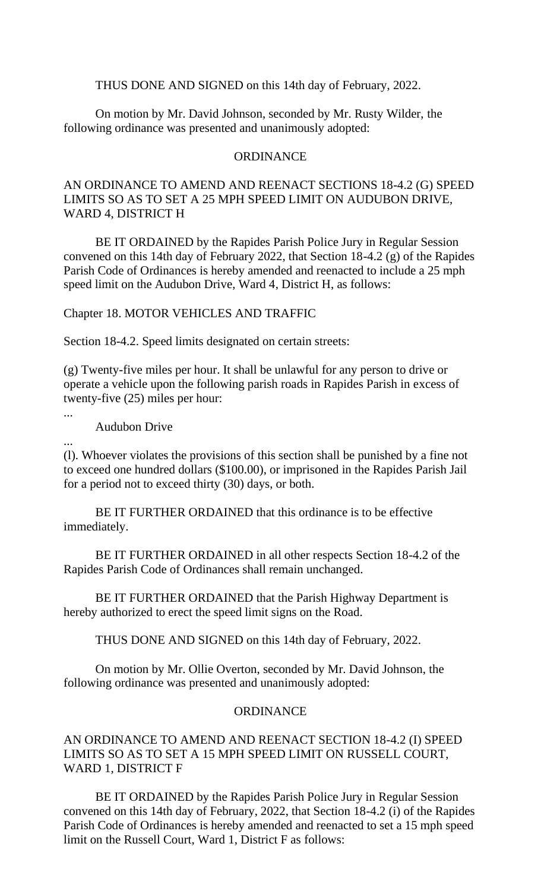THUS DONE AND SIGNED on this 14th day of February, 2022.

On motion by Mr. David Johnson, seconded by Mr. Rusty Wilder, the following ordinance was presented and unanimously adopted:

ORDINANCE

AN ORDINANCE TO AMEND AND REENACT SECTIONS 18-4.2 (G) SPEED LIMITS SO AS TO SET A 25 MPH SPEED LIMIT ON AUDUBON DRIVE, WARD 4, DISTRICT H

BE IT ORDAINED by the Rapides Parish Police Jury in Regular Session convened on this 14th day of February 2022, that Section 18-4.2 (g) of the Rapides Parish Code of Ordinances is hereby amended and reenacted to include a 25 mph speed limit on the Audubon Drive, Ward 4, District H, as follows:

Chapter 18. MOTOR VEHICLES AND TRAFFIC

Section 18-4.2. Speed limits designated on certain streets:

(g) Twenty-five miles per hour. It shall be unlawful for any person to drive or operate a vehicle upon the following parish roads in Rapides Parish in excess of twenty-five (25) miles per hour:

...

Audubon Drive

...

(l). Whoever violates the provisions of this section shall be punished by a fine not to exceed one hundred dollars ($100.00), or imprisoned in the Rapides Parish Jail for a period not to exceed thirty (30) days, or both.

BE IT FURTHER ORDAINED that this ordinance is to be effective immediately.

BE IT FURTHER ORDAINED in all other respects Section 18-4.2 of the Rapides Parish Code of Ordinances shall remain unchanged.

BE IT FURTHER ORDAINED that the Parish Highway Department is hereby authorized to erect the speed limit signs on the Road.

THUS DONE AND SIGNED on this 14th day of February, 2022.

On motion by Mr. Ollie Overton, seconded by Mr. David Johnson, the following ordinance was presented and unanimously adopted:

ORDINANCE

AN ORDINANCE TO AMEND AND REENACT SECTION 18-4.2 (I) SPEED LIMITS SO AS TO SET A 15 MPH SPEED LIMIT ON RUSSELL COURT, WARD 1, DISTRICT F

BE IT ORDAINED by the Rapides Parish Police Jury in Regular Session convened on this 14th day of February, 2022, that Section 18-4.2 (i) of the Rapides Parish Code of Ordinances is hereby amended and reenacted to set a 15 mph speed limit on the Russell Court, Ward 1, District F as follows: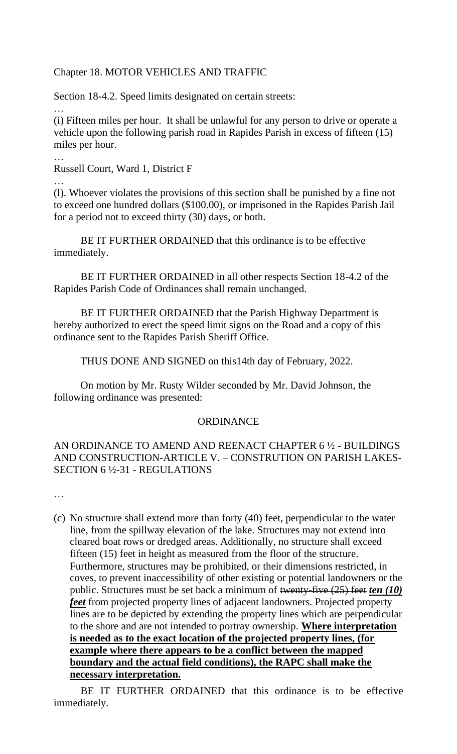Chapter 18. MOTOR VEHICLES AND TRAFFIC

Section 18-4.2. Speed limits designated on certain streets:

…

(i) Fifteen miles per hour. It shall be unlawful for any person to drive or operate a vehicle upon the following parish road in Rapides Parish in excess of fifteen (15) miles per hour.

…

Russell Court, Ward 1, District F

…

(l). Whoever violates the provisions of this section shall be punished by a fine not to exceed one hundred dollars ($100.00), or imprisoned in the Rapides Parish Jail for a period not to exceed thirty (30) days, or both.

BE IT FURTHER ORDAINED that this ordinance is to be effective immediately.

BE IT FURTHER ORDAINED in all other respects Section 18-4.2 of the Rapides Parish Code of Ordinances shall remain unchanged.

BE IT FURTHER ORDAINED that the Parish Highway Department is hereby authorized to erect the speed limit signs on the Road and a copy of this ordinance sent to the Rapides Parish Sheriff Office.

THUS DONE AND SIGNED on this14th day of February, 2022.

On motion by Mr. Rusty Wilder seconded by Mr. David Johnson, the following ordinance was presented:

ORDINANCE

AN ORDINANCE TO AMEND AND REENACT CHAPTER 6 ½ - BUILDINGS AND CONSTRUCTION-ARTICLE V. – CONSTRUTION ON PARISH LAKES-SECTION 6 ½-31 - REGULATIONS

…

(c) No structure shall extend more than forty (40) feet, perpendicular to the water line, from the spillway elevation of the lake. Structures may not extend into cleared boat rows or dredged areas. Additionally, no structure shall exceed fifteen (15) feet in height as measured from the floor of the structure. Furthermore, structures may be prohibited, or their dimensions restricted, in coves, to prevent inaccessibility of other existing or potential landowners or the public. Structures must be set back a minimum of ~~twenty-five (25) feet~~ ***ten (10) feet*** from projected property lines of adjacent landowners. Projected property lines are to be depicted by extending the property lines which are perpendicular to the shore and are not intended to portray ownership. **Where interpretation is needed as to the exact location of the projected property lines, (for example where there appears to be a conflict between the mapped boundary and the actual field conditions), the RAPC shall make the necessary interpretation.**

BE IT FURTHER ORDAINED that this ordinance is to be effective immediately.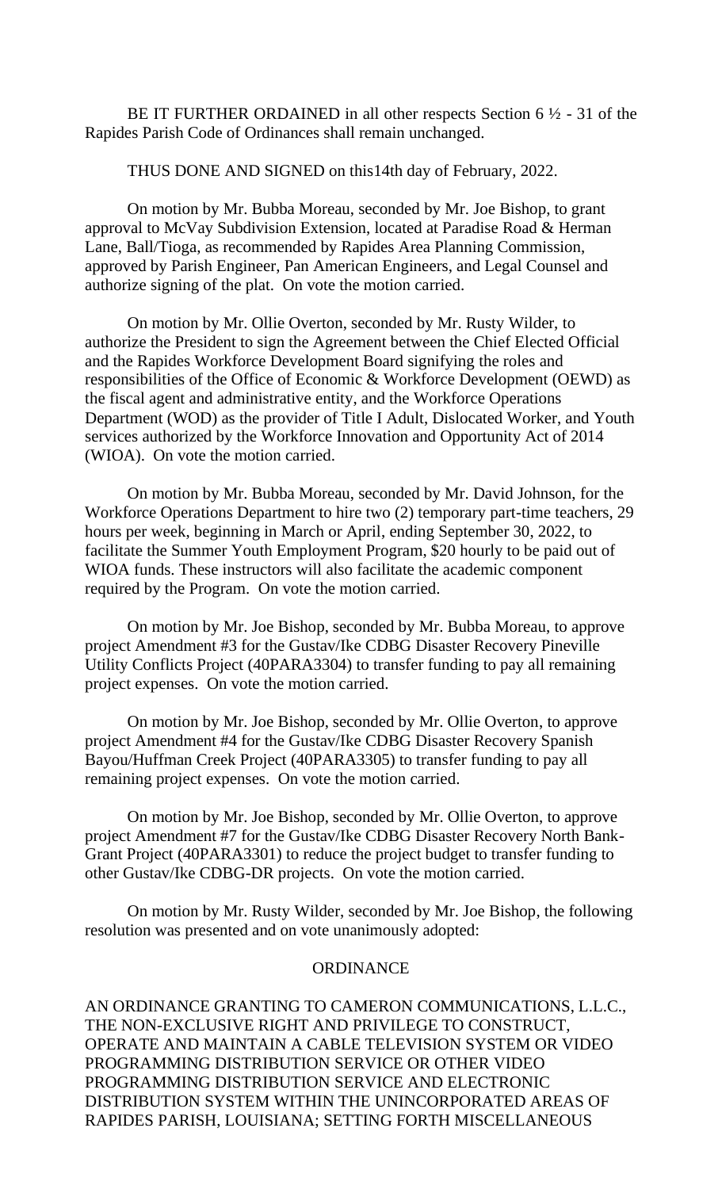BE IT FURTHER ORDAINED in all other respects Section 6 ½ - 31 of the Rapides Parish Code of Ordinances shall remain unchanged.

THUS DONE AND SIGNED on this14th day of February, 2022.

On motion by Mr. Bubba Moreau, seconded by Mr. Joe Bishop, to grant approval to McVay Subdivision Extension, located at Paradise Road & Herman Lane, Ball/Tioga, as recommended by Rapides Area Planning Commission, approved by Parish Engineer, Pan American Engineers, and Legal Counsel and authorize signing of the plat. On vote the motion carried.

On motion by Mr. Ollie Overton, seconded by Mr. Rusty Wilder, to authorize the President to sign the Agreement between the Chief Elected Official and the Rapides Workforce Development Board signifying the roles and responsibilities of the Office of Economic & Workforce Development (OEWD) as the fiscal agent and administrative entity, and the Workforce Operations Department (WOD) as the provider of Title I Adult, Dislocated Worker, and Youth services authorized by the Workforce Innovation and Opportunity Act of 2014 (WIOA). On vote the motion carried.

On motion by Mr. Bubba Moreau, seconded by Mr. David Johnson, for the Workforce Operations Department to hire two (2) temporary part-time teachers, 29 hours per week, beginning in March or April, ending September 30, 2022, to facilitate the Summer Youth Employment Program, $20 hourly to be paid out of WIOA funds. These instructors will also facilitate the academic component required by the Program. On vote the motion carried.

On motion by Mr. Joe Bishop, seconded by Mr. Bubba Moreau, to approve project Amendment #3 for the Gustav/Ike CDBG Disaster Recovery Pineville Utility Conflicts Project (40PARA3304) to transfer funding to pay all remaining project expenses. On vote the motion carried.

On motion by Mr. Joe Bishop, seconded by Mr. Ollie Overton, to approve project Amendment #4 for the Gustav/Ike CDBG Disaster Recovery Spanish Bayou/Huffman Creek Project (40PARA3305) to transfer funding to pay all remaining project expenses. On vote the motion carried.

On motion by Mr. Joe Bishop, seconded by Mr. Ollie Overton, to approve project Amendment #7 for the Gustav/Ike CDBG Disaster Recovery North Bank-Grant Project (40PARA3301) to reduce the project budget to transfer funding to other Gustav/Ike CDBG-DR projects. On vote the motion carried.

On motion by Mr. Rusty Wilder, seconded by Mr. Joe Bishop, the following resolution was presented and on vote unanimously adopted:

ORDINANCE

AN ORDINANCE GRANTING TO CAMERON COMMUNICATIONS, L.L.C., THE NON-EXCLUSIVE RIGHT AND PRIVILEGE TO CONSTRUCT, OPERATE AND MAINTAIN A CABLE TELEVISION SYSTEM OR VIDEO PROGRAMMING DISTRIBUTION SERVICE OR OTHER VIDEO PROGRAMMING DISTRIBUTION SERVICE AND ELECTRONIC DISTRIBUTION SYSTEM WITHIN THE UNINCORPORATED AREAS OF RAPIDES PARISH, LOUISIANA; SETTING FORTH MISCELLANEOUS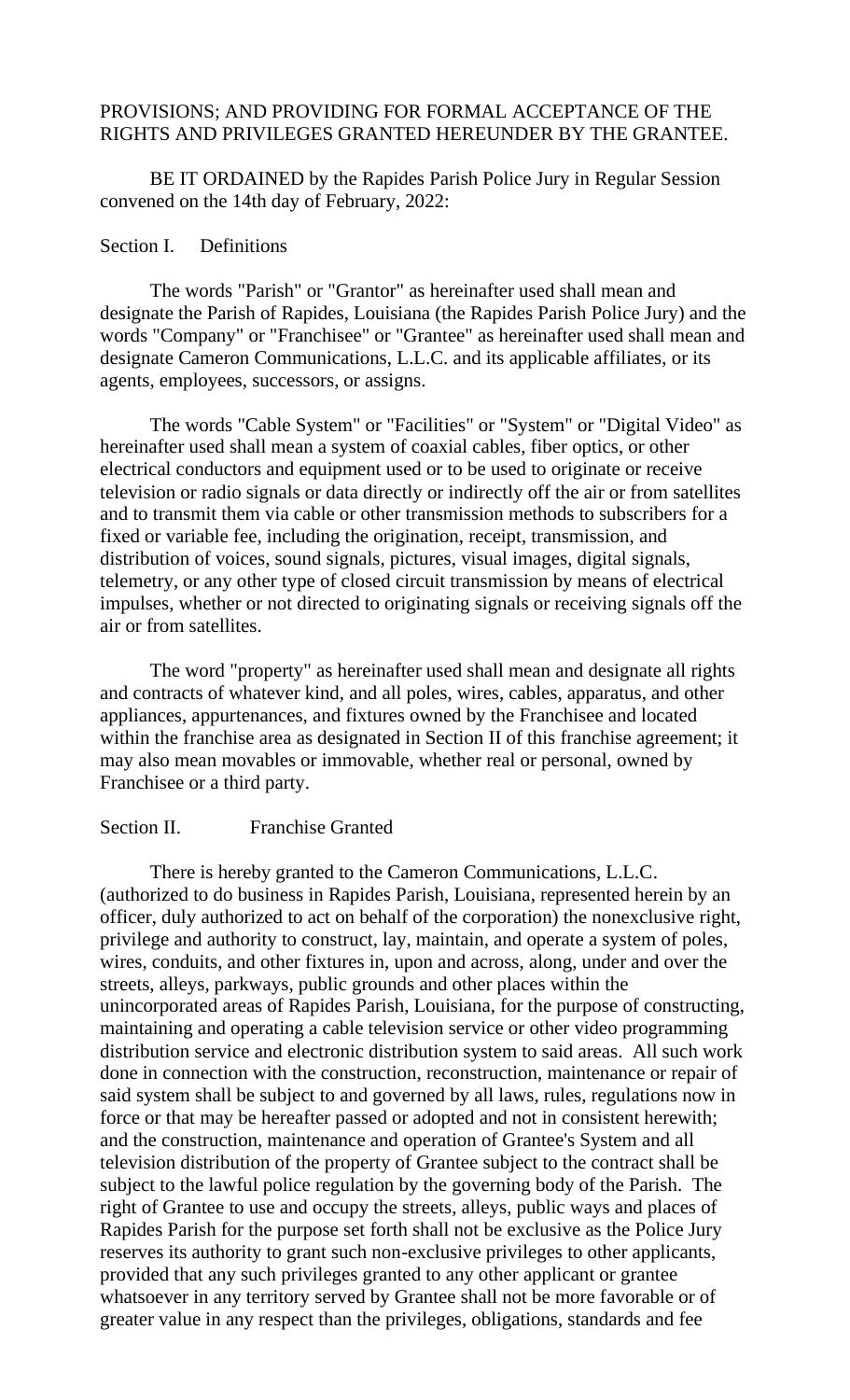PROVISIONS; AND PROVIDING FOR FORMAL ACCEPTANCE OF THE RIGHTS AND PRIVILEGES GRANTED HEREUNDER BY THE GRANTEE.

BE IT ORDAINED by the Rapides Parish Police Jury in Regular Session convened on the 14th day of February, 2022:

Section I. Definitions

The words "Parish" or "Grantor" as hereinafter used shall mean and designate the Parish of Rapides, Louisiana (the Rapides Parish Police Jury) and the words "Company" or "Franchisee" or "Grantee" as hereinafter used shall mean and designate Cameron Communications, L.L.C. and its applicable affiliates, or its agents, employees, successors, or assigns.

The words "Cable System" or "Facilities" or "System" or "Digital Video" as hereinafter used shall mean a system of coaxial cables, fiber optics, or other electrical conductors and equipment used or to be used to originate or receive television or radio signals or data directly or indirectly off the air or from satellites and to transmit them via cable or other transmission methods to subscribers for a fixed or variable fee, including the origination, receipt, transmission, and distribution of voices, sound signals, pictures, visual images, digital signals, telemetry, or any other type of closed circuit transmission by means of electrical impulses, whether or not directed to originating signals or receiving signals off the air or from satellites.

The word "property" as hereinafter used shall mean and designate all rights and contracts of whatever kind, and all poles, wires, cables, apparatus, and other appliances, appurtenances, and fixtures owned by the Franchisee and located within the franchise area as designated in Section II of this franchise agreement; it may also mean movables or immovable, whether real or personal, owned by Franchisee or a third party.

Section II. Franchise Granted

There is hereby granted to the Cameron Communications, L.L.C. (authorized to do business in Rapides Parish, Louisiana, represented herein by an officer, duly authorized to act on behalf of the corporation) the nonexclusive right, privilege and authority to construct, lay, maintain, and operate a system of poles, wires, conduits, and other fixtures in, upon and across, along, under and over the streets, alleys, parkways, public grounds and other places within the unincorporated areas of Rapides Parish, Louisiana, for the purpose of constructing, maintaining and operating a cable television service or other video programming distribution service and electronic distribution system to said areas. All such work done in connection with the construction, reconstruction, maintenance or repair of said system shall be subject to and governed by all laws, rules, regulations now in force or that may be hereafter passed or adopted and not in consistent herewith; and the construction, maintenance and operation of Grantee's System and all television distribution of the property of Grantee subject to the contract shall be subject to the lawful police regulation by the governing body of the Parish. The right of Grantee to use and occupy the streets, alleys, public ways and places of Rapides Parish for the purpose set forth shall not be exclusive as the Police Jury reserves its authority to grant such non-exclusive privileges to other applicants, provided that any such privileges granted to any other applicant or grantee whatsoever in any territory served by Grantee shall not be more favorable or of greater value in any respect than the privileges, obligations, standards and fee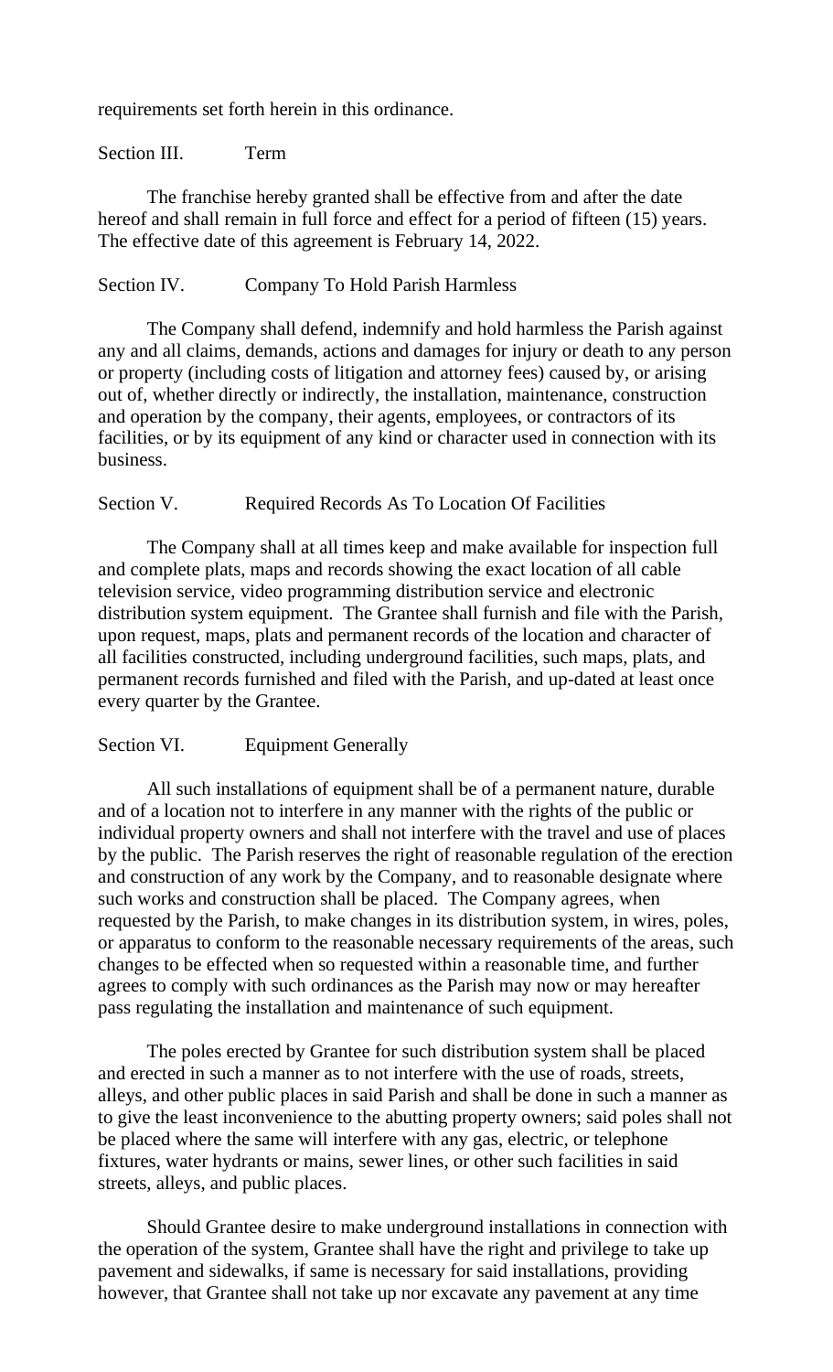requirements set forth herein in this ordinance.

Section III.  Term

The franchise hereby granted shall be effective from and after the date hereof and shall remain in full force and effect for a period of fifteen (15) years. The effective date of this agreement is February 14, 2022.

Section IV.  Company To Hold Parish Harmless

The Company shall defend, indemnify and hold harmless the Parish against any and all claims, demands, actions and damages for injury or death to any person or property (including costs of litigation and attorney fees) caused by, or arising out of, whether directly or indirectly, the installation, maintenance, construction and operation by the company, their agents, employees, or contractors of its facilities, or by its equipment of any kind or character used in connection with its business.

Section V.  Required Records As To Location Of Facilities

The Company shall at all times keep and make available for inspection full and complete plats, maps and records showing the exact location of all cable television service, video programming distribution service and electronic distribution system equipment. The Grantee shall furnish and file with the Parish, upon request, maps, plats and permanent records of the location and character of all facilities constructed, including underground facilities, such maps, plats, and permanent records furnished and filed with the Parish, and up-dated at least once every quarter by the Grantee.

Section VI.  Equipment Generally

All such installations of equipment shall be of a permanent nature, durable and of a location not to interfere in any manner with the rights of the public or individual property owners and shall not interfere with the travel and use of places by the public. The Parish reserves the right of reasonable regulation of the erection and construction of any work by the Company, and to reasonable designate where such works and construction shall be placed. The Company agrees, when requested by the Parish, to make changes in its distribution system, in wires, poles, or apparatus to conform to the reasonable necessary requirements of the areas, such changes to be effected when so requested within a reasonable time, and further agrees to comply with such ordinances as the Parish may now or may hereafter pass regulating the installation and maintenance of such equipment.

The poles erected by Grantee for such distribution system shall be placed and erected in such a manner as to not interfere with the use of roads, streets, alleys, and other public places in said Parish and shall be done in such a manner as to give the least inconvenience to the abutting property owners; said poles shall not be placed where the same will interfere with any gas, electric, or telephone fixtures, water hydrants or mains, sewer lines, or other such facilities in said streets, alleys, and public places.

Should Grantee desire to make underground installations in connection with the operation of the system, Grantee shall have the right and privilege to take up pavement and sidewalks, if same is necessary for said installations, providing however, that Grantee shall not take up nor excavate any pavement at any time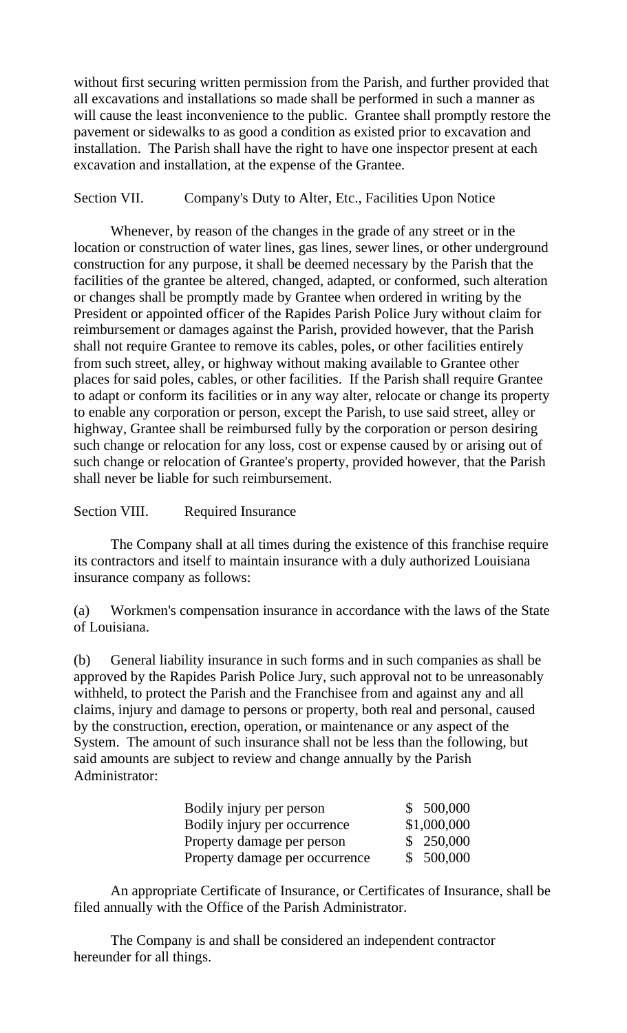without first securing written permission from the Parish, and further provided that all excavations and installations so made shall be performed in such a manner as will cause the least inconvenience to the public. Grantee shall promptly restore the pavement or sidewalks to as good a condition as existed prior to excavation and installation. The Parish shall have the right to have one inspector present at each excavation and installation, at the expense of the Grantee.

Section VII. Company's Duty to Alter, Etc., Facilities Upon Notice

Whenever, by reason of the changes in the grade of any street or in the location or construction of water lines, gas lines, sewer lines, or other underground construction for any purpose, it shall be deemed necessary by the Parish that the facilities of the grantee be altered, changed, adapted, or conformed, such alteration or changes shall be promptly made by Grantee when ordered in writing by the President or appointed officer of the Rapides Parish Police Jury without claim for reimbursement or damages against the Parish, provided however, that the Parish shall not require Grantee to remove its cables, poles, or other facilities entirely from such street, alley, or highway without making available to Grantee other places for said poles, cables, or other facilities. If the Parish shall require Grantee to adapt or conform its facilities or in any way alter, relocate or change its property to enable any corporation or person, except the Parish, to use said street, alley or highway, Grantee shall be reimbursed fully by the corporation or person desiring such change or relocation for any loss, cost or expense caused by or arising out of such change or relocation of Grantee's property, provided however, that the Parish shall never be liable for such reimbursement.

Section VIII. Required Insurance

The Company shall at all times during the existence of this franchise require its contractors and itself to maintain insurance with a duly authorized Louisiana insurance company as follows:

(a) Workmen's compensation insurance in accordance with the laws of the State of Louisiana.

(b) General liability insurance in such forms and in such companies as shall be approved by the Rapides Parish Police Jury, such approval not to be unreasonably withheld, to protect the Parish and the Franchisee from and against any and all claims, injury and damage to persons or property, both real and personal, caused by the construction, erection, operation, or maintenance or any aspect of the System. The amount of such insurance shall not be less than the following, but said amounts are subject to review and change annually by the Parish Administrator:

| | |
|---|---|
| Bodily injury per person | $ 500,000 |
| Bodily injury per occurrence | $1,000,000 |
| Property damage per person | $ 250,000 |
| Property damage per occurrence | $ 500,000 |

An appropriate Certificate of Insurance, or Certificates of Insurance, shall be filed annually with the Office of the Parish Administrator.

The Company is and shall be considered an independent contractor hereunder for all things.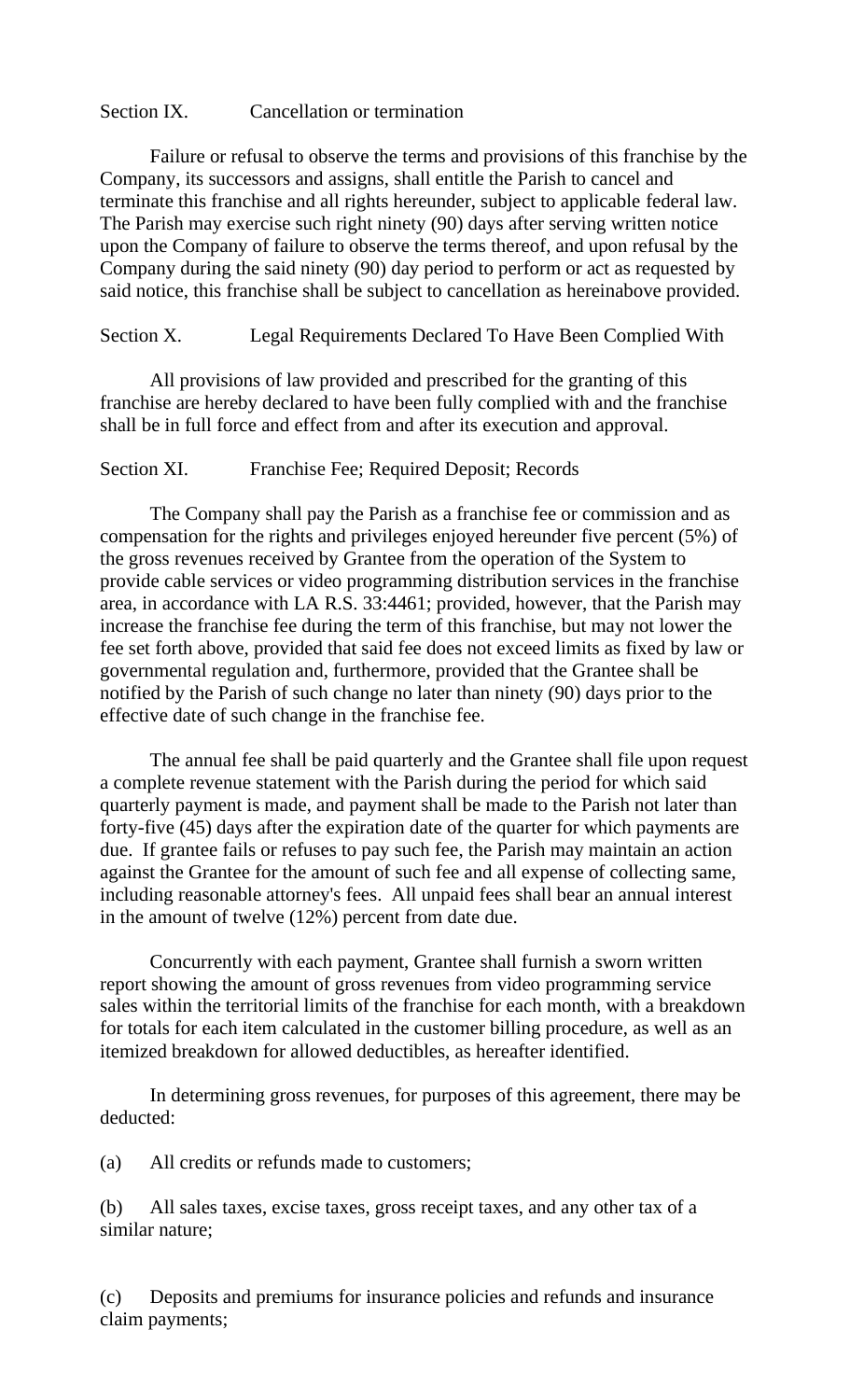## Section IX. Cancellation or termination

Failure or refusal to observe the terms and provisions of this franchise by the Company, its successors and assigns, shall entitle the Parish to cancel and terminate this franchise and all rights hereunder, subject to applicable federal law. The Parish may exercise such right ninety (90) days after serving written notice upon the Company of failure to observe the terms thereof, and upon refusal by the Company during the said ninety (90) day period to perform or act as requested by said notice, this franchise shall be subject to cancellation as hereinabove provided.

## Section X. Legal Requirements Declared To Have Been Complied With

All provisions of law provided and prescribed for the granting of this franchise are hereby declared to have been fully complied with and the franchise shall be in full force and effect from and after its execution and approval.

## Section XI. Franchise Fee; Required Deposit; Records

The Company shall pay the Parish as a franchise fee or commission and as compensation for the rights and privileges enjoyed hereunder five percent (5%) of the gross revenues received by Grantee from the operation of the System to provide cable services or video programming distribution services in the franchise area, in accordance with LA R.S. 33:4461; provided, however, that the Parish may increase the franchise fee during the term of this franchise, but may not lower the fee set forth above, provided that said fee does not exceed limits as fixed by law or governmental regulation and, furthermore, provided that the Grantee shall be notified by the Parish of such change no later than ninety (90) days prior to the effective date of such change in the franchise fee.

The annual fee shall be paid quarterly and the Grantee shall file upon request a complete revenue statement with the Parish during the period for which said quarterly payment is made, and payment shall be made to the Parish not later than forty-five (45) days after the expiration date of the quarter for which payments are due. If grantee fails or refuses to pay such fee, the Parish may maintain an action against the Grantee for the amount of such fee and all expense of collecting same, including reasonable attorney's fees. All unpaid fees shall bear an annual interest in the amount of twelve (12%) percent from date due.

Concurrently with each payment, Grantee shall furnish a sworn written report showing the amount of gross revenues from video programming service sales within the territorial limits of the franchise for each month, with a breakdown for totals for each item calculated in the customer billing procedure, as well as an itemized breakdown for allowed deductibles, as hereafter identified.

In determining gross revenues, for purposes of this agreement, there may be deducted:

(a) All credits or refunds made to customers;

(b) All sales taxes, excise taxes, gross receipt taxes, and any other tax of a similar nature;

(c) Deposits and premiums for insurance policies and refunds and insurance claim payments;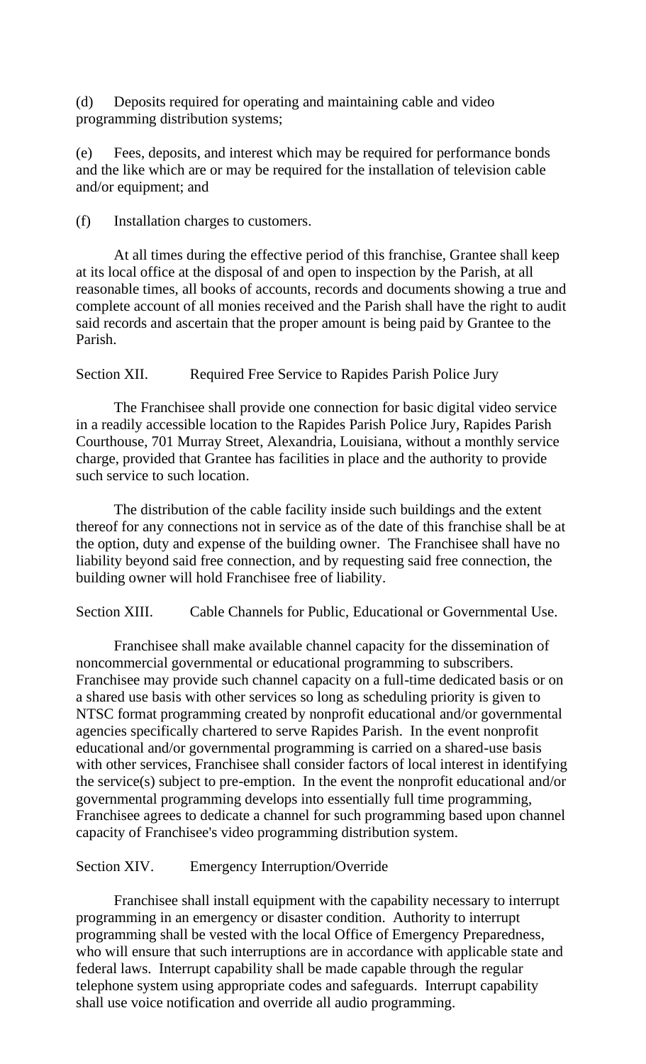(d) Deposits required for operating and maintaining cable and video programming distribution systems;

(e) Fees, deposits, and interest which may be required for performance bonds and the like which are or may be required for the installation of television cable and/or equipment; and

(f) Installation charges to customers.

At all times during the effective period of this franchise, Grantee shall keep at its local office at the disposal of and open to inspection by the Parish, at all reasonable times, all books of accounts, records and documents showing a true and complete account of all monies received and the Parish shall have the right to audit said records and ascertain that the proper amount is being paid by Grantee to the Parish.

## Section XII. Required Free Service to Rapides Parish Police Jury

The Franchisee shall provide one connection for basic digital video service in a readily accessible location to the Rapides Parish Police Jury, Rapides Parish Courthouse, 701 Murray Street, Alexandria, Louisiana, without a monthly service charge, provided that Grantee has facilities in place and the authority to provide such service to such location.

The distribution of the cable facility inside such buildings and the extent thereof for any connections not in service as of the date of this franchise shall be at the option, duty and expense of the building owner. The Franchisee shall have no liability beyond said free connection, and by requesting said free connection, the building owner will hold Franchisee free of liability.

## Section XIII. Cable Channels for Public, Educational or Governmental Use.

Franchisee shall make available channel capacity for the dissemination of noncommercial governmental or educational programming to subscribers. Franchisee may provide such channel capacity on a full-time dedicated basis or on a shared use basis with other services so long as scheduling priority is given to NTSC format programming created by nonprofit educational and/or governmental agencies specifically chartered to serve Rapides Parish. In the event nonprofit educational and/or governmental programming is carried on a shared-use basis with other services, Franchisee shall consider factors of local interest in identifying the service(s) subject to pre-emption. In the event the nonprofit educational and/or governmental programming develops into essentially full time programming, Franchisee agrees to dedicate a channel for such programming based upon channel capacity of Franchisee's video programming distribution system.

## Section XIV. Emergency Interruption/Override

Franchisee shall install equipment with the capability necessary to interrupt programming in an emergency or disaster condition. Authority to interrupt programming shall be vested with the local Office of Emergency Preparedness, who will ensure that such interruptions are in accordance with applicable state and federal laws. Interrupt capability shall be made capable through the regular telephone system using appropriate codes and safeguards. Interrupt capability shall use voice notification and override all audio programming.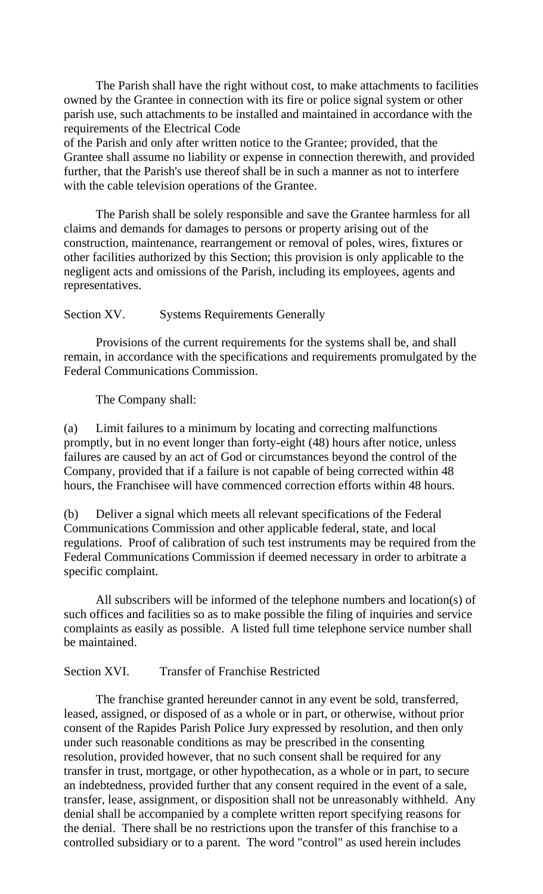The Parish shall have the right without cost, to make attachments to facilities owned by the Grantee in connection with its fire or police signal system or other parish use, such attachments to be installed and maintained in accordance with the requirements of the Electrical Code
of the Parish and only after written notice to the Grantee; provided, that the Grantee shall assume no liability or expense in connection therewith, and provided further, that the Parish's use thereof shall be in such a manner as not to interfere with the cable television operations of the Grantee.

The Parish shall be solely responsible and save the Grantee harmless for all claims and demands for damages to persons or property arising out of the construction, maintenance, rearrangement or removal of poles, wires, fixtures or other facilities authorized by this Section; this provision is only applicable to the negligent acts and omissions of the Parish, including its employees, agents and representatives.

Section XV. Systems Requirements Generally

Provisions of the current requirements for the systems shall be, and shall remain, in accordance with the specifications and requirements promulgated by the Federal Communications Commission.

The Company shall:

(a) Limit failures to a minimum by locating and correcting malfunctions promptly, but in no event longer than forty-eight (48) hours after notice, unless failures are caused by an act of God or circumstances beyond the control of the Company, provided that if a failure is not capable of being corrected within 48 hours, the Franchisee will have commenced correction efforts within 48 hours.

(b) Deliver a signal which meets all relevant specifications of the Federal Communications Commission and other applicable federal, state, and local regulations. Proof of calibration of such test instruments may be required from the Federal Communications Commission if deemed necessary in order to arbitrate a specific complaint.

All subscribers will be informed of the telephone numbers and location(s) of such offices and facilities so as to make possible the filing of inquiries and service complaints as easily as possible. A listed full time telephone service number shall be maintained.

Section XVI. Transfer of Franchise Restricted

The franchise granted hereunder cannot in any event be sold, transferred, leased, assigned, or disposed of as a whole or in part, or otherwise, without prior consent of the Rapides Parish Police Jury expressed by resolution, and then only under such reasonable conditions as may be prescribed in the consenting resolution, provided however, that no such consent shall be required for any transfer in trust, mortgage, or other hypothecation, as a whole or in part, to secure an indebtedness, provided further that any consent required in the event of a sale, transfer, lease, assignment, or disposition shall not be unreasonably withheld. Any denial shall be accompanied by a complete written report specifying reasons for the denial. There shall be no restrictions upon the transfer of this franchise to a controlled subsidiary or to a parent. The word "control" as used herein includes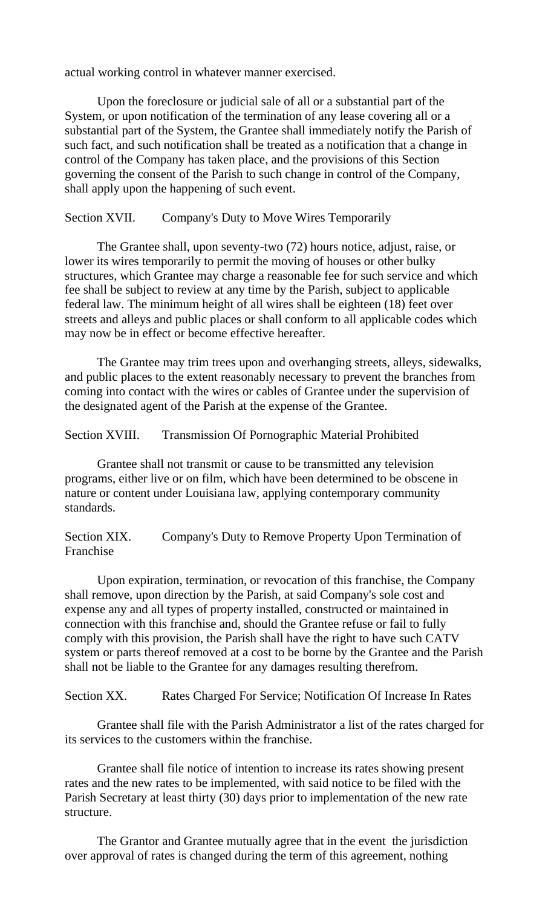actual working control in whatever manner exercised.

Upon the foreclosure or judicial sale of all or a substantial part of the System, or upon notification of the termination of any lease covering all or a substantial part of the System, the Grantee shall immediately notify the Parish of such fact, and such notification shall be treated as a notification that a change in control of the Company has taken place, and the provisions of this Section governing the consent of the Parish to such change in control of the Company, shall apply upon the happening of such event.

## Section XVII. Company's Duty to Move Wires Temporarily

The Grantee shall, upon seventy-two (72) hours notice, adjust, raise, or lower its wires temporarily to permit the moving of houses or other bulky structures, which Grantee may charge a reasonable fee for such service and which fee shall be subject to review at any time by the Parish, subject to applicable federal law. The minimum height of all wires shall be eighteen (18) feet over streets and alleys and public places or shall conform to all applicable codes which may now be in effect or become effective hereafter.

The Grantee may trim trees upon and overhanging streets, alleys, sidewalks, and public places to the extent reasonably necessary to prevent the branches from coming into contact with the wires or cables of Grantee under the supervision of the designated agent of the Parish at the expense of the Grantee.

## Section XVIII. Transmission Of Pornographic Material Prohibited

Grantee shall not transmit or cause to be transmitted any television programs, either live or on film, which have been determined to be obscene in nature or content under Louisiana law, applying contemporary community standards.

## Section XIX. Company's Duty to Remove Property Upon Termination of Franchise

Upon expiration, termination, or revocation of this franchise, the Company shall remove, upon direction by the Parish, at said Company's sole cost and expense any and all types of property installed, constructed or maintained in connection with this franchise and, should the Grantee refuse or fail to fully comply with this provision, the Parish shall have the right to have such CATV system or parts thereof removed at a cost to be borne by the Grantee and the Parish shall not be liable to the Grantee for any damages resulting therefrom.

## Section XX. Rates Charged For Service; Notification Of Increase In Rates

Grantee shall file with the Parish Administrator a list of the rates charged for its services to the customers within the franchise.

Grantee shall file notice of intention to increase its rates showing present rates and the new rates to be implemented, with said notice to be filed with the Parish Secretary at least thirty (30) days prior to implementation of the new rate structure.

The Grantor and Grantee mutually agree that in the event the jurisdiction over approval of rates is changed during the term of this agreement, nothing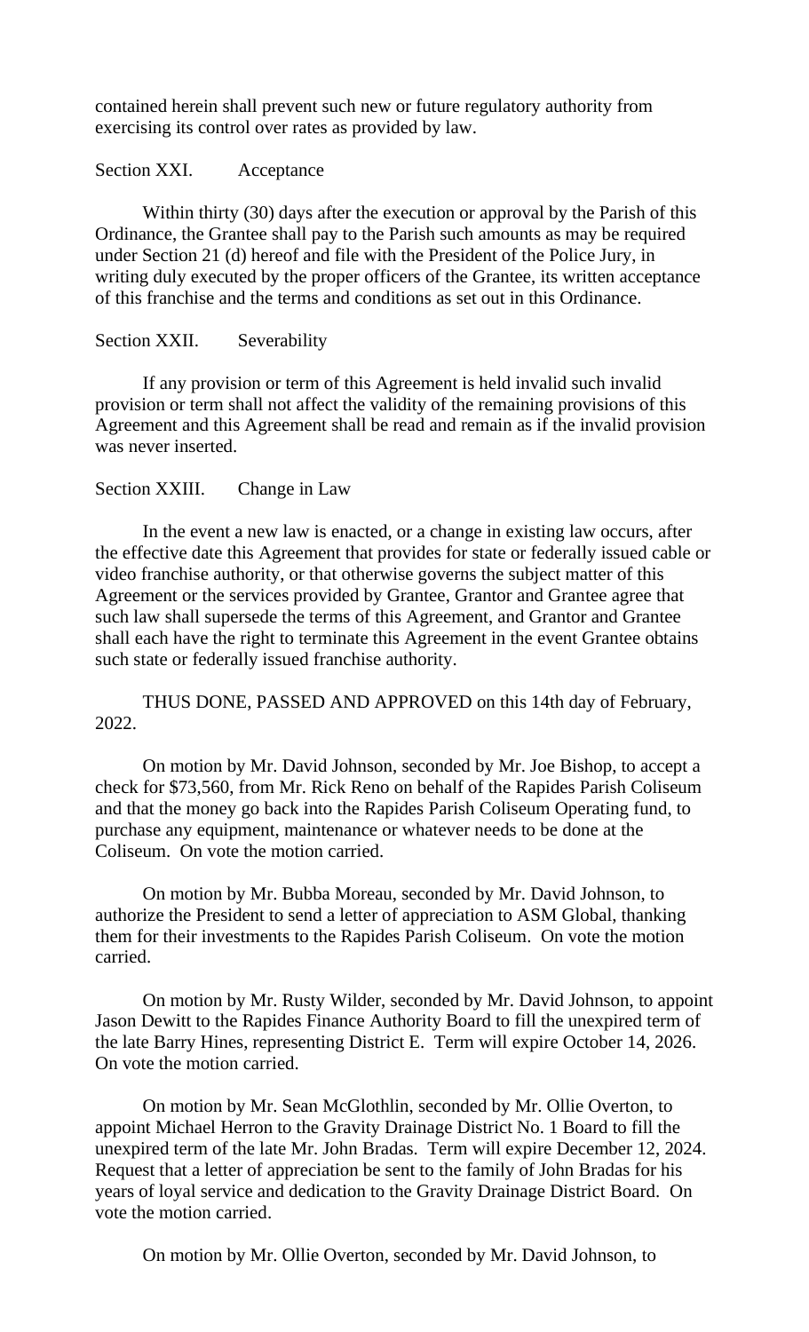contained herein shall prevent such new or future regulatory authority from exercising its control over rates as provided by law.

Section XXI. Acceptance

Within thirty (30) days after the execution or approval by the Parish of this Ordinance, the Grantee shall pay to the Parish such amounts as may be required under Section 21 (d) hereof and file with the President of the Police Jury, in writing duly executed by the proper officers of the Grantee, its written acceptance of this franchise and the terms and conditions as set out in this Ordinance.

Section XXII. Severability

If any provision or term of this Agreement is held invalid such invalid provision or term shall not affect the validity of the remaining provisions of this Agreement and this Agreement shall be read and remain as if the invalid provision was never inserted.

Section XXIII. Change in Law

In the event a new law is enacted, or a change in existing law occurs, after the effective date this Agreement that provides for state or federally issued cable or video franchise authority, or that otherwise governs the subject matter of this Agreement or the services provided by Grantee, Grantor and Grantee agree that such law shall supersede the terms of this Agreement, and Grantor and Grantee shall each have the right to terminate this Agreement in the event Grantee obtains such state or federally issued franchise authority.

THUS DONE, PASSED AND APPROVED on this 14th day of February, 2022.

On motion by Mr. David Johnson, seconded by Mr. Joe Bishop, to accept a check for $73,560, from Mr. Rick Reno on behalf of the Rapides Parish Coliseum and that the money go back into the Rapides Parish Coliseum Operating fund, to purchase any equipment, maintenance or whatever needs to be done at the Coliseum. On vote the motion carried.

On motion by Mr. Bubba Moreau, seconded by Mr. David Johnson, to authorize the President to send a letter of appreciation to ASM Global, thanking them for their investments to the Rapides Parish Coliseum. On vote the motion carried.

On motion by Mr. Rusty Wilder, seconded by Mr. David Johnson, to appoint Jason Dewitt to the Rapides Finance Authority Board to fill the unexpired term of the late Barry Hines, representing District E. Term will expire October 14, 2026. On vote the motion carried.

On motion by Mr. Sean McGlothlin, seconded by Mr. Ollie Overton, to appoint Michael Herron to the Gravity Drainage District No. 1 Board to fill the unexpired term of the late Mr. John Bradas. Term will expire December 12, 2024. Request that a letter of appreciation be sent to the family of John Bradas for his years of loyal service and dedication to the Gravity Drainage District Board. On vote the motion carried.

On motion by Mr. Ollie Overton, seconded by Mr. David Johnson, to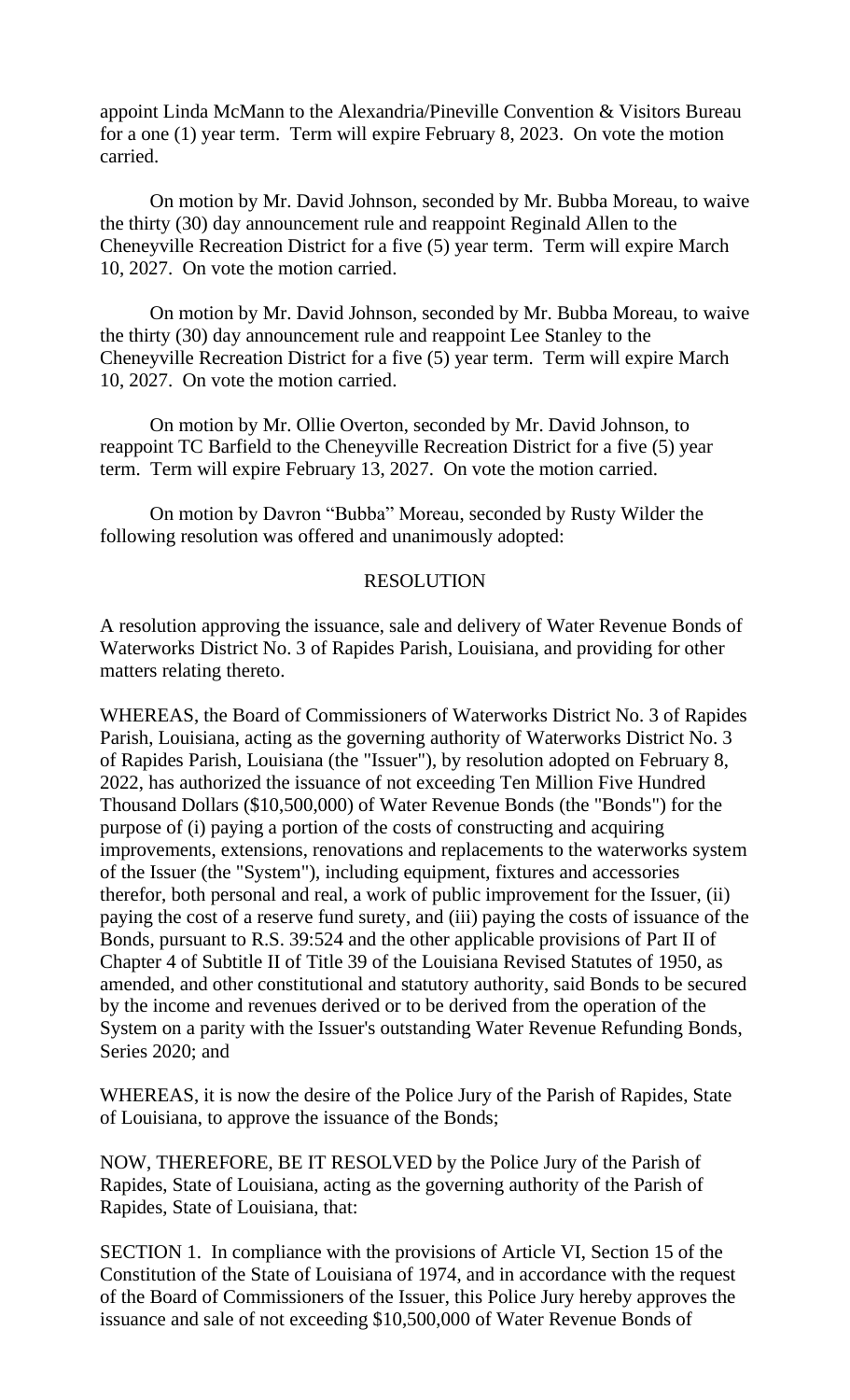appoint Linda McMann to the Alexandria/Pineville Convention & Visitors Bureau for a one (1) year term. Term will expire February 8, 2023. On vote the motion carried.

On motion by Mr. David Johnson, seconded by Mr. Bubba Moreau, to waive the thirty (30) day announcement rule and reappoint Reginald Allen to the Cheneyville Recreation District for a five (5) year term. Term will expire March 10, 2027. On vote the motion carried.

On motion by Mr. David Johnson, seconded by Mr. Bubba Moreau, to waive the thirty (30) day announcement rule and reappoint Lee Stanley to the Cheneyville Recreation District for a five (5) year term. Term will expire March 10, 2027. On vote the motion carried.

On motion by Mr. Ollie Overton, seconded by Mr. David Johnson, to reappoint TC Barfield to the Cheneyville Recreation District for a five (5) year term. Term will expire February 13, 2027. On vote the motion carried.

On motion by Davron "Bubba" Moreau, seconded by Rusty Wilder the following resolution was offered and unanimously adopted:

## RESOLUTION

A resolution approving the issuance, sale and delivery of Water Revenue Bonds of Waterworks District No. 3 of Rapides Parish, Louisiana, and providing for other matters relating thereto.

WHEREAS, the Board of Commissioners of Waterworks District No. 3 of Rapides Parish, Louisiana, acting as the governing authority of Waterworks District No. 3 of Rapides Parish, Louisiana (the "Issuer"), by resolution adopted on February 8, 2022, has authorized the issuance of not exceeding Ten Million Five Hundred Thousand Dollars ($10,500,000) of Water Revenue Bonds (the "Bonds") for the purpose of (i) paying a portion of the costs of constructing and acquiring improvements, extensions, renovations and replacements to the waterworks system of the Issuer (the "System"), including equipment, fixtures and accessories therefor, both personal and real, a work of public improvement for the Issuer, (ii) paying the cost of a reserve fund surety, and (iii) paying the costs of issuance of the Bonds, pursuant to R.S. 39:524 and the other applicable provisions of Part II of Chapter 4 of Subtitle II of Title 39 of the Louisiana Revised Statutes of 1950, as amended, and other constitutional and statutory authority, said Bonds to be secured by the income and revenues derived or to be derived from the operation of the System on a parity with the Issuer's outstanding Water Revenue Refunding Bonds, Series 2020; and

WHEREAS, it is now the desire of the Police Jury of the Parish of Rapides, State of Louisiana, to approve the issuance of the Bonds;

NOW, THEREFORE, BE IT RESOLVED by the Police Jury of the Parish of Rapides, State of Louisiana, acting as the governing authority of the Parish of Rapides, State of Louisiana, that:

SECTION 1. In compliance with the provisions of Article VI, Section 15 of the Constitution of the State of Louisiana of 1974, and in accordance with the request of the Board of Commissioners of the Issuer, this Police Jury hereby approves the issuance and sale of not exceeding $10,500,000 of Water Revenue Bonds of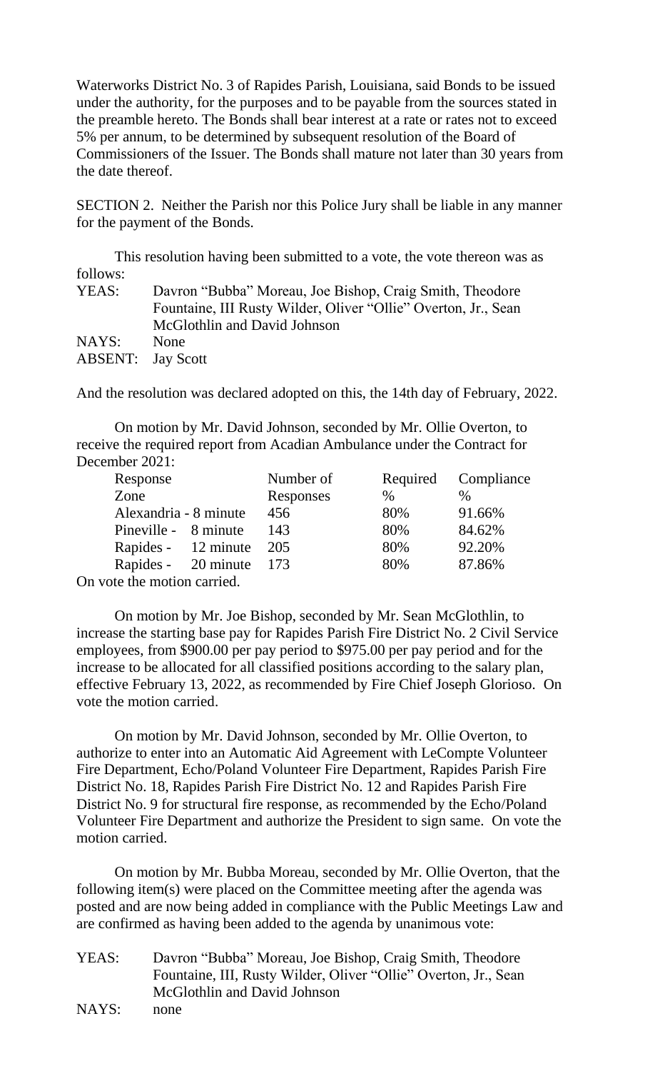Waterworks District No. 3 of Rapides Parish, Louisiana, said Bonds to be issued under the authority, for the purposes and to be payable from the sources stated in the preamble hereto. The Bonds shall bear interest at a rate or rates not to exceed 5% per annum, to be determined by subsequent resolution of the Board of Commissioners of the Issuer. The Bonds shall mature not later than 30 years from the date thereof.

SECTION 2. Neither the Parish nor this Police Jury shall be liable in any manner for the payment of the Bonds.

This resolution having been submitted to a vote, the vote thereon was as follows:

YEAS: Davron "Bubba" Moreau, Joe Bishop, Craig Smith, Theodore Fountaine, III Rusty Wilder, Oliver "Ollie" Overton, Jr., Sean McGlothlin and David Johnson

NAYS: None

ABSENT: Jay Scott

And the resolution was declared adopted on this, the 14th day of February, 2022.

On motion by Mr. David Johnson, seconded by Mr. Ollie Overton, to receive the required report from Acadian Ambulance under the Contract for December 2021:

| Response Zone | Number of Responses | Required % | Compliance % |
|---|---|---|---|
| Alexandria - 8 minute | 456 | 80% | 91.66% |
| Pineville - 8 minute | 143 | 80% | 84.62% |
| Rapides - 12 minute | 205 | 80% | 92.20% |
| Rapides - 20 minute | 173 | 80% | 87.86% |

On vote the motion carried.

On motion by Mr. Joe Bishop, seconded by Mr. Sean McGlothlin, to increase the starting base pay for Rapides Parish Fire District No. 2 Civil Service employees, from $900.00 per pay period to $975.00 per pay period and for the increase to be allocated for all classified positions according to the salary plan, effective February 13, 2022, as recommended by Fire Chief Joseph Glorioso. On vote the motion carried.

On motion by Mr. David Johnson, seconded by Mr. Ollie Overton, to authorize to enter into an Automatic Aid Agreement with LeCompte Volunteer Fire Department, Echo/Poland Volunteer Fire Department, Rapides Parish Fire District No. 18, Rapides Parish Fire District No. 12 and Rapides Parish Fire District No. 9 for structural fire response, as recommended by the Echo/Poland Volunteer Fire Department and authorize the President to sign same. On vote the motion carried.

On motion by Mr. Bubba Moreau, seconded by Mr. Ollie Overton, that the following item(s) were placed on the Committee meeting after the agenda was posted and are now being added in compliance with the Public Meetings Law and are confirmed as having been added to the agenda by unanimous vote:

YEAS: Davron "Bubba" Moreau, Joe Bishop, Craig Smith, Theodore Fountaine, III, Rusty Wilder, Oliver "Ollie" Overton, Jr., Sean McGlothlin and David Johnson

NAYS: none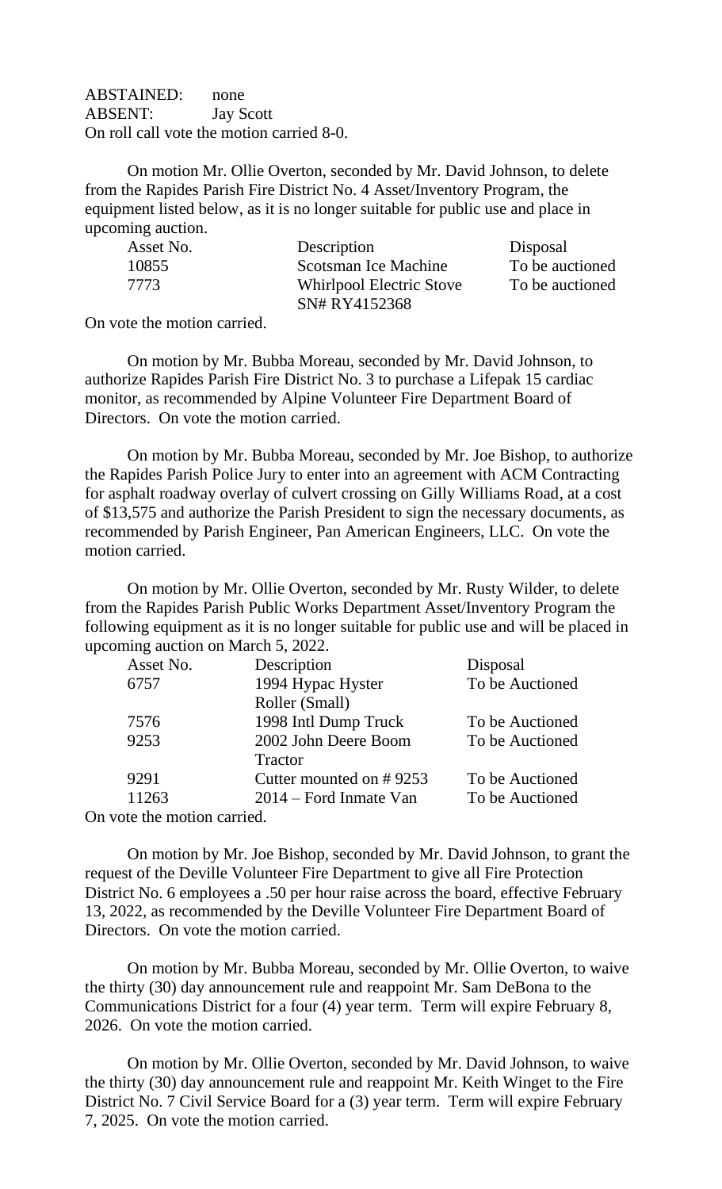ABSTAINED: none
ABSENT: Jay Scott
On roll call vote the motion carried 8-0.

On motion Mr. Ollie Overton, seconded by Mr. David Johnson, to delete from the Rapides Parish Fire District No. 4 Asset/Inventory Program, the equipment listed below, as it is no longer suitable for public use and place in upcoming auction.

| Asset No. | Description | Disposal |
|---|---|---|
| 10855 | Scotsman Ice Machine | To be auctioned |
| 7773 | Whirlpool Electric Stove SN# RY4152368 | To be auctioned |

On vote the motion carried.

On motion by Mr. Bubba Moreau, seconded by Mr. David Johnson, to authorize Rapides Parish Fire District No. 3 to purchase a Lifepak 15 cardiac monitor, as recommended by Alpine Volunteer Fire Department Board of Directors. On vote the motion carried.

On motion by Mr. Bubba Moreau, seconded by Mr. Joe Bishop, to authorize the Rapides Parish Police Jury to enter into an agreement with ACM Contracting for asphalt roadway overlay of culvert crossing on Gilly Williams Road, at a cost of $13,575 and authorize the Parish President to sign the necessary documents, as recommended by Parish Engineer, Pan American Engineers, LLC. On vote the motion carried.

On motion by Mr. Ollie Overton, seconded by Mr. Rusty Wilder, to delete from the Rapides Parish Public Works Department Asset/Inventory Program the following equipment as it is no longer suitable for public use and will be placed in upcoming auction on March 5, 2022.

| Asset No. | Description | Disposal |
|---|---|---|
| 6757 | 1994 Hypac Hyster Roller (Small) | To be Auctioned |
| 7576 | 1998 Intl Dump Truck | To be Auctioned |
| 9253 | 2002 John Deere Boom Tractor | To be Auctioned |
| 9291 | Cutter mounted on # 9253 | To be Auctioned |
| 11263 | 2014 – Ford Inmate Van | To be Auctioned |

On vote the motion carried.

On motion by Mr. Joe Bishop, seconded by Mr. David Johnson, to grant the request of the Deville Volunteer Fire Department to give all Fire Protection District No. 6 employees a .50 per hour raise across the board, effective February 13, 2022, as recommended by the Deville Volunteer Fire Department Board of Directors. On vote the motion carried.

On motion by Mr. Bubba Moreau, seconded by Mr. Ollie Overton, to waive the thirty (30) day announcement rule and reappoint Mr. Sam DeBona to the Communications District for a four (4) year term. Term will expire February 8, 2026. On vote the motion carried.

On motion by Mr. Ollie Overton, seconded by Mr. David Johnson, to waive the thirty (30) day announcement rule and reappoint Mr. Keith Winget to the Fire District No. 7 Civil Service Board for a (3) year term. Term will expire February 7, 2025. On vote the motion carried.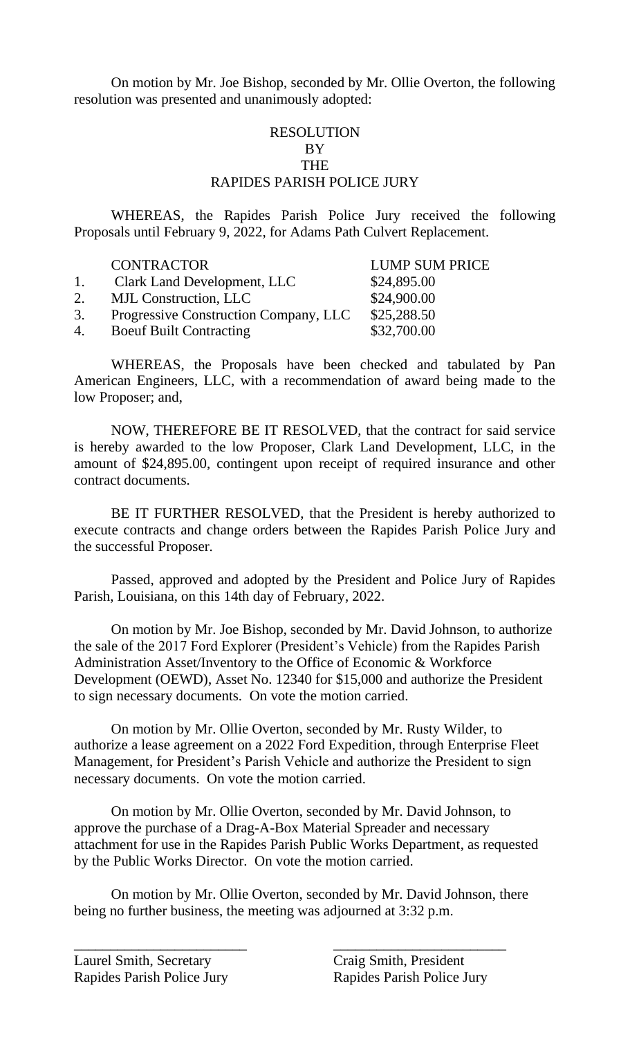On motion by Mr. Joe Bishop, seconded by Mr. Ollie Overton, the following resolution was presented and unanimously adopted:

RESOLUTION
BY
THE
RAPIDES PARISH POLICE JURY

WHEREAS, the Rapides Parish Police Jury received the following Proposals until February 9, 2022, for Adams Path Culvert Replacement.

| | CONTRACTOR | LUMP SUM PRICE |
|---|---|---|
| 1. | Clark Land Development, LLC | $24,895.00 |
| 2. | MJL Construction, LLC | $24,900.00 |
| 3. | Progressive Construction Company, LLC | $25,288.50 |
| 4. | Boeuf Built Contracting | $32,700.00 |

WHEREAS, the Proposals have been checked and tabulated by Pan American Engineers, LLC, with a recommendation of award being made to the low Proposer; and,

NOW, THEREFORE BE IT RESOLVED, that the contract for said service is hereby awarded to the low Proposer, Clark Land Development, LLC, in the amount of $24,895.00, contingent upon receipt of required insurance and other contract documents.

BE IT FURTHER RESOLVED, that the President is hereby authorized to execute contracts and change orders between the Rapides Parish Police Jury and the successful Proposer.

Passed, approved and adopted by the President and Police Jury of Rapides Parish, Louisiana, on this 14th day of February, 2022.

On motion by Mr. Joe Bishop, seconded by Mr. David Johnson, to authorize the sale of the 2017 Ford Explorer (President's Vehicle) from the Rapides Parish Administration Asset/Inventory to the Office of Economic & Workforce Development (OEWD), Asset No. 12340 for $15,000 and authorize the President to sign necessary documents. On vote the motion carried.

On motion by Mr. Ollie Overton, seconded by Mr. Rusty Wilder, to authorize a lease agreement on a 2022 Ford Expedition, through Enterprise Fleet Management, for President's Parish Vehicle and authorize the President to sign necessary documents. On vote the motion carried.

On motion by Mr. Ollie Overton, seconded by Mr. David Johnson, to approve the purchase of a Drag-A-Box Material Spreader and necessary attachment for use in the Rapides Parish Public Works Department, as requested by the Public Works Director. On vote the motion carried.

On motion by Mr. Ollie Overton, seconded by Mr. David Johnson, there being no further business, the meeting was adjourned at 3:32 p.m.

\_\_\_\_\_\_\_\_\_\_\_\_\_\_\_\_\_\_\_\_\_\_\_\_\_
Laurel Smith, Secretary
Rapides Parish Police Jury

\_\_\_\_\_\_\_\_\_\_\_\_\_\_\_\_\_\_\_\_\_\_\_\_\_
Craig Smith, President
Rapides Parish Police Jury